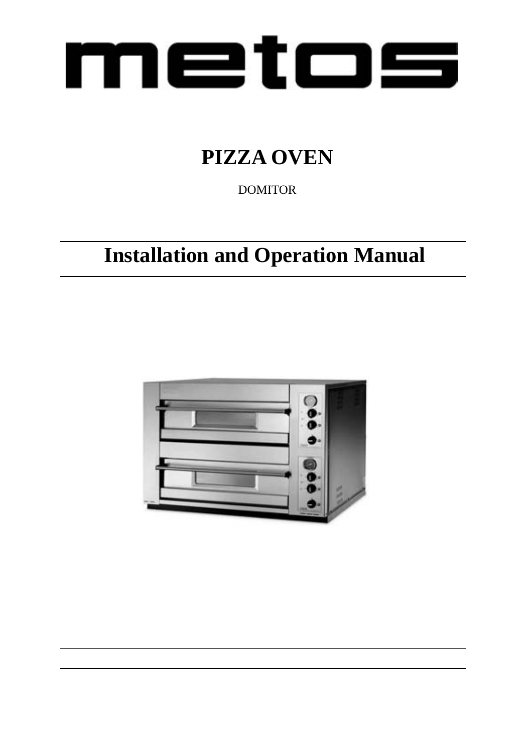# metos

## PIZZA OVEN

DOMITOR

# Installation and Operation Manual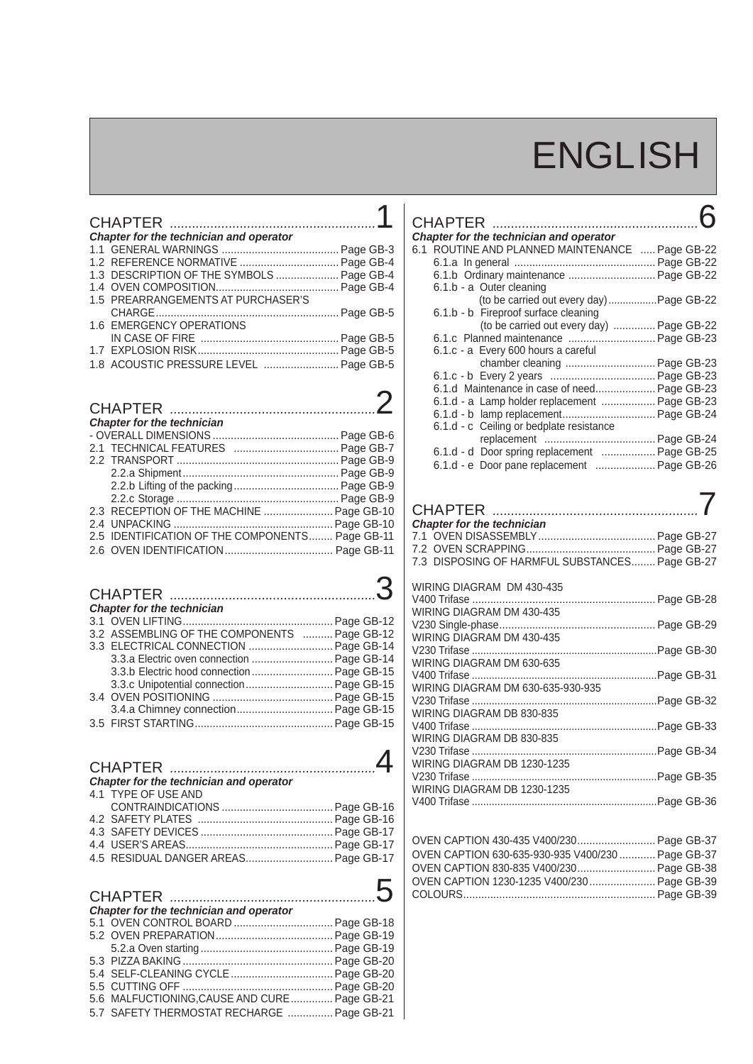# ENGLISH

## CHAPTER 1

***Chapter for the technician and operator***

- 1.1 GENERAL WARNINGS ....... Page GB-3
- 1.2 REFERENCE NORMATIVE ....... Page GB-4
- 1.3 DESCRIPTION OF THE SYMBOLS ....... Page GB-4
- 1.4 OVEN COMPOSITION ....... Page GB-4
- 1.5 PREARRANGEMENTS AT PURCHASER'S CHARGE ....... Page GB-5
- 1.6 EMERGENCY OPERATIONS IN CASE OF FIRE ....... Page GB-5
- 1.7 EXPLOSION RISK ....... Page GB-5
- 1.8 ACOUSTIC PRESSURE LEVEL ....... Page GB-5

## CHAPTER 2

***Chapter for the technician***

- - OVERALL DIMENSIONS ....... Page GB-6
- 2.1 TECHNICAL FEATURES ....... Page GB-7
- 2.2 TRANSPORT ....... Page GB-9
  - 2.2.a Shipment ....... Page GB-9
  - 2.2.b Lifting of the packing ....... Page GB-9
  - 2.2.c Storage ....... Page GB-9
- 2.3 RECEPTION OF THE MACHINE ....... Page GB-10
- 2.4 UNPACKING ....... Page GB-10
- 2.5 IDENTIFICATION OF THE COMPONENTS ....... Page GB-11
- 2.6 OVEN IDENTIFICATION ....... Page GB-11

## CHAPTER 3

***Chapter for the technician***

- 3.1 OVEN LIFTING ....... Page GB-12
- 3.2 ASSEMBLING OF THE COMPONENTS ....... Page GB-12
- 3.3 ELECTRICAL CONNECTION ....... Page GB-14
  - 3.3.a Electric oven connection ....... Page GB-14
  - 3.3.b Electric hood connection ....... Page GB-15
  - 3.3.c Unipotential connection ....... Page GB-15
- 3.4 OVEN POSITIONING ....... Page GB-15
  - 3.4.a Chimney connection ....... Page GB-15
- 3.5 FIRST STARTING ....... Page GB-15

## CHAPTER 4

***Chapter for the technician and operator***

- 4.1 TYPE OF USE AND CONTRAINDICATIONS ....... Page GB-16
- 4.2 SAFETY PLATES ....... Page GB-16
- 4.3 SAFETY DEVICES ....... Page GB-17
- 4.4 USER'S AREAS ....... Page GB-17
- 4.5 RESIDUAL DANGER AREAS ....... Page GB-17

## CHAPTER 5

***Chapter for the technician and operator***

- 5.1 OVEN CONTROL BOARD ....... Page GB-18
- 5.2 OVEN PREPARATION ....... Page GB-19
  - 5.2.a Oven starting ....... Page GB-19
- 5.3 PIZZA BAKING ....... Page GB-20
- 5.4 SELF-CLEANING CYCLE ....... Page GB-20
- 5.5 CUTTING OFF ....... Page GB-20
- 5.6 MALFUCTIONING,CAUSE AND CURE ....... Page GB-21
- 5.7 SAFETY THERMOSTAT RECHARGE ....... Page GB-21

## CHAPTER 6

***Chapter for the technician and operator***

- 6.1 ROUTINE AND PLANNED MAINTENANCE ....... Page GB-22
  - 6.1.a In general ....... Page GB-22
  - 6.1.b Ordinary maintenance ....... Page GB-22
  - 6.1.b - a Outer cleaning (to be carried out every day) ....... Page GB-22
  - 6.1.b - b Fireproof surface cleaning (to be carried out every day) ....... Page GB-22
  - 6.1.c Planned maintenance ....... Page GB-23
  - 6.1.c - a Every 600 hours a careful chamber cleaning ....... Page GB-23
  - 6.1.c - b Every 2 years ....... Page GB-23
  - 6.1.d Maintenance in case of need ....... Page GB-23
  - 6.1.d - a Lamp holder replacement ....... Page GB-23
  - 6.1.d - b lamp replacement ....... Page GB-24
  - 6.1.d - c Ceiling or bedplate resistance replacement ....... Page GB-24
  - 6.1.d - d Door spring replacement ....... Page GB-25
  - 6.1.d - e Door pane replacement ....... Page GB-26

## CHAPTER 7

***Chapter for the technician***

- 7.1 OVEN DISASSEMBLY ....... Page GB-27
- 7.2 OVEN SCRAPPING ....... Page GB-27
- 7.3 DISPOSING OF HARMFUL SUBSTANCES ....... Page GB-27

- WIRING DIAGRAM DM 430-435 V400 Trifase ....... Page GB-28
- WIRING DIAGRAM DM 430-435 V230 Single-phase ....... Page GB-29
- WIRING DIAGRAM DM 430-435 V230 Trifase ....... Page GB-30
- WIRING DIAGRAM DM 630-635 V400 Trifase ....... Page GB-31
- WIRING DIAGRAM DM 630-635-930-935 V230 Trifase ....... Page GB-32
- WIRING DIAGRAM DB 830-835 V400 Trifase ....... Page GB-33
- WIRING DIAGRAM DB 830-835 V230 Trifase ....... Page GB-34
- WIRING DIAGRAM DB 1230-1235 V230 Trifase ....... Page GB-35
- WIRING DIAGRAM DB 1230-1235 V400 Trifase ....... Page GB-36

- OVEN CAPTION 430-435 V400/230 ....... Page GB-37
- OVEN CAPTION 630-635-930-935 V400/230 ....... Page GB-37
- OVEN CAPTION 830-835 V400/230 ....... Page GB-38
- OVEN CAPTION 1230-1235 V400/230 ....... Page GB-39
- COLOURS ....... Page GB-39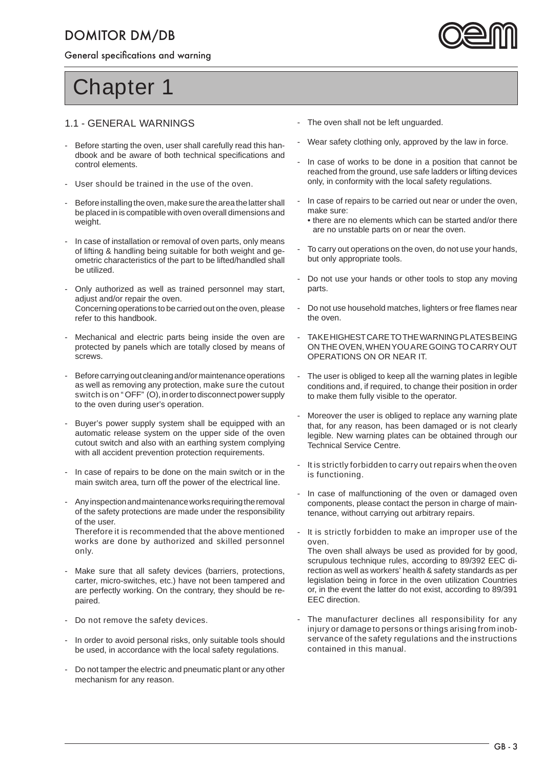# Chapter 1

## 1.1 - GENERAL WARNINGS

- Before starting the oven, user shall carefully read this handbook and be aware of both technical specifications and control elements.
- User should be trained in the use of the oven.
- Before installing the oven, make sure the area the latter shall be placed in is compatible with oven overall dimensions and weight.
- In case of installation or removal of oven parts, only means of lifting & handling being suitable for both weight and geometric characteristics of the part to be lifted/handled shall be utilized.
- Only authorized as well as trained personnel may start, adjust and/or repair the oven.
  Concerning operations to be carried out on the oven, please refer to this handbook.
- Mechanical and electric parts being inside the oven are protected by panels which are totally closed by means of screws.
- Before carrying out cleaning and/or maintenance operations as well as removing any protection, make sure the cutout switch is on " OFF" (O), in order to disconnect power supply to the oven during user's operation.
- Buyer's power supply system shall be equipped with an automatic release system on the upper side of the oven cutout switch and also with an earthing system complying with all accident prevention protection requirements.
- In case of repairs to be done on the main switch or in the main switch area, turn off the power of the electrical line.
- Any inspection and maintenance works requiring the removal of the safety protections are made under the responsibility of the user.
  Therefore it is recommended that the above mentioned works are done by authorized and skilled personnel only.
- Make sure that all safety devices (barriers, protections, carter, micro-switches, etc.) have not been tampered and are perfectly working. On the contrary, they should be repaired.
- Do not remove the safety devices.
- In order to avoid personal risks, only suitable tools should be used, in accordance with the local safety regulations.
- Do not tamper the electric and pneumatic plant or any other mechanism for any reason.
- The oven shall not be left unguarded.
- Wear safety clothing only, approved by the law in force.
- In case of works to be done in a position that cannot be reached from the ground, use safe ladders or lifting devices only, in conformity with the local safety regulations.
- In case of repairs to be carried out near or under the oven, make sure:
  • there are no elements which can be started and/or there are no unstable parts on or near the oven.
- To carry out operations on the oven, do not use your hands, but only appropriate tools.
- Do not use your hands or other tools to stop any moving parts.
- Do not use household matches, lighters or free flames near the oven.
- TAKE HIGHEST CARE TO THE WARNING PLATES BEING ON THE OVEN, WHEN YOU ARE GOING TO CARRY OUT OPERATIONS ON OR NEAR IT.
- The user is obliged to keep all the warning plates in legible conditions and, if required, to change their position in order to make them fully visible to the operator.
- Moreover the user is obliged to replace any warning plate that, for any reason, has been damaged or is not clearly legible. New warning plates can be obtained through our Technical Service Centre.
- It is strictly forbidden to carry out repairs when the oven is functioning.
- In case of malfunctioning of the oven or damaged oven components, please contact the person in charge of maintenance, without carrying out arbitrary repairs.
- It is strictly forbidden to make an improper use of the oven.
  The oven shall always be used as provided for by good, scrupulous technique rules, according to 89/392 EEC direction as well as workers' health & safety standards as per legislation being in force in the oven utilization Countries or, in the event the latter do not exist, according to 89/391 EEC direction.
- The manufacturer declines all responsibility for any injury or damage to persons or things arising from inobservance of the safety regulations and the instructions contained in this manual.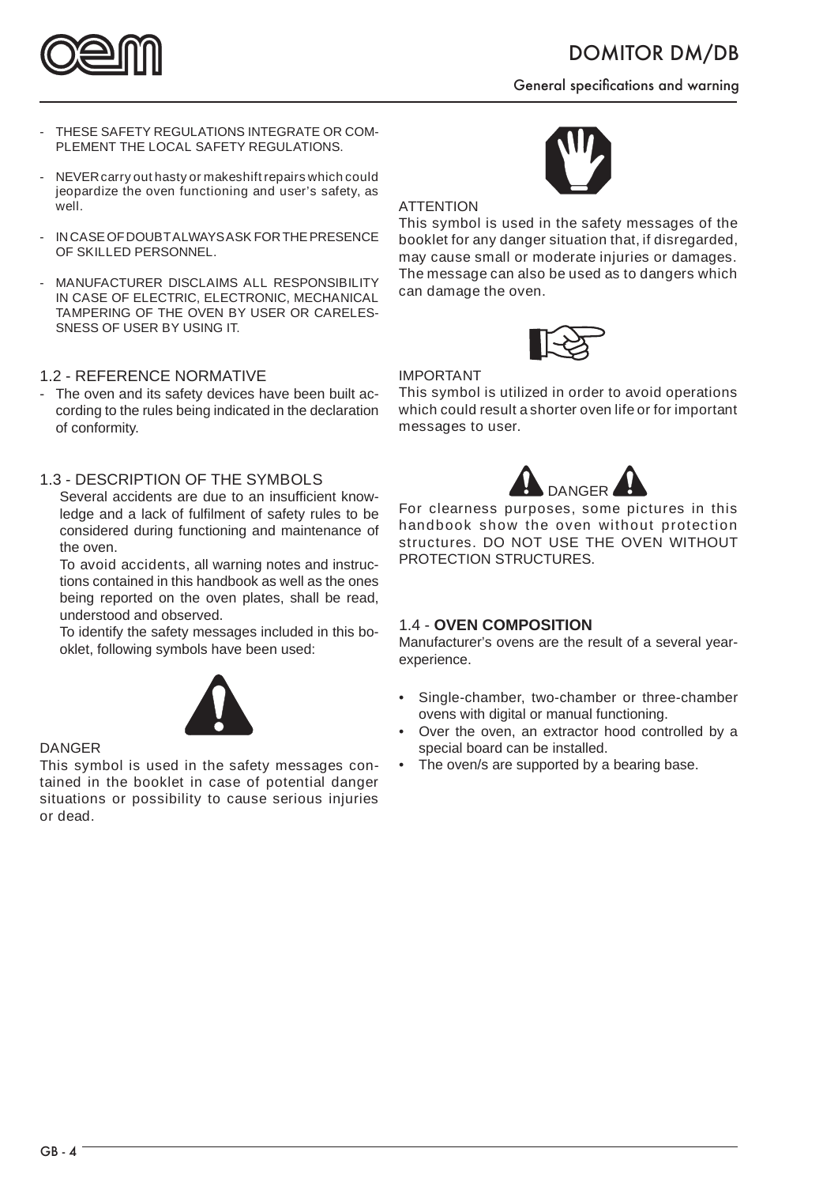- THESE SAFETY REGULATIONS INTEGRATE OR COMPLEMENT THE LOCAL SAFETY REGULATIONS.
- NEVER carry out hasty or makeshift repairs which could jeopardize the oven functioning and user's safety, as well.
- IN CASE OF DOUBT ALWAYS ASK FOR THE PRESENCE OF SKILLED PERSONNEL.
- MANUFACTURER DISCLAIMS ALL RESPONSIBILITY IN CASE OF ELECTRIC, ELECTRONIC, MECHANICAL TAMPERING OF THE OVEN BY USER OR CARELESSNESS OF USER BY USING IT.

## 1.2 - REFERENCE NORMATIVE

- The oven and its safety devices have been built according to the rules being indicated in the declaration of conformity.

## 1.3 - DESCRIPTION OF THE SYMBOLS

Several accidents are due to an insufficient knowledge and a lack of fulfilment of safety rules to be considered during functioning and maintenance of the oven.

To avoid accidents, all warning notes and instructions contained in this handbook as well as the ones being reported on the oven plates, shall be read, understood and observed.

To identify the safety messages included in this booklet, following symbols have been used:

DANGER

This symbol is used in the safety messages contained in the booklet in case of potential danger situations or possibility to cause serious injuries or dead.

ATTENTION

This symbol is used in the safety messages of the booklet for any danger situation that, if disregarded, may cause small or moderate injuries or damages. The message can also be used as to dangers which can damage the oven.

IMPORTANT

This symbol is utilized in order to avoid operations which could result a shorter oven life or for important messages to user.

DANGER

For clearness purposes, some pictures in this handbook show the oven without protection structures. DO NOT USE THE OVEN WITHOUT PROTECTION STRUCTURES.

## 1.4 - **OVEN COMPOSITION**

Manufacturer's ovens are the result of a several year-experience.

- Single-chamber, two-chamber or three-chamber ovens with digital or manual functioning.
- Over the oven, an extractor hood controlled by a special board can be installed.
- The oven/s are supported by a bearing base.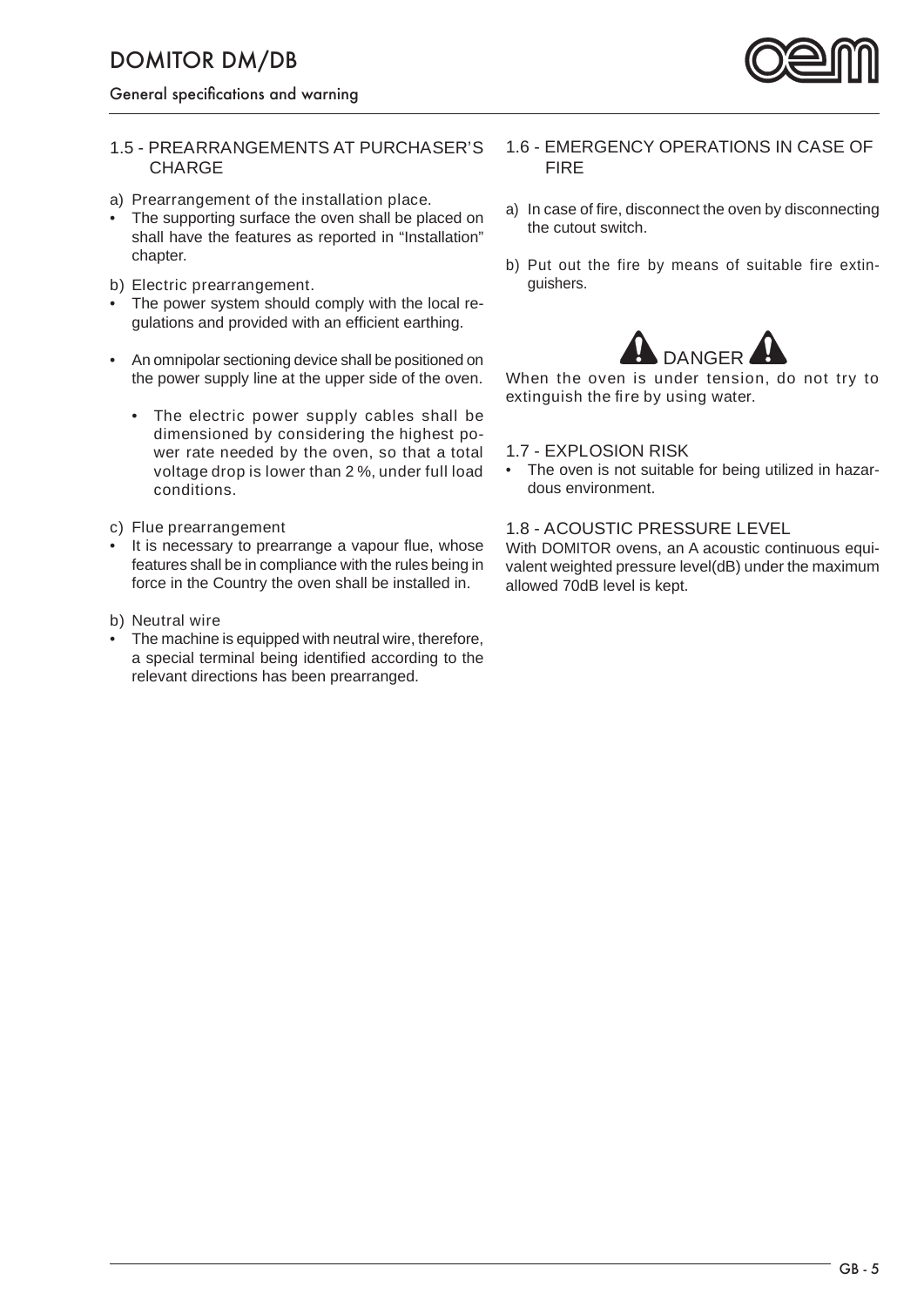## 1.5 - PREARRANGEMENTS AT PURCHASER'S CHARGE

a) Prearrangement of the installation place.
- The supporting surface the oven shall be placed on shall have the features as reported in "Installation" chapter.

b) Electric prearrangement.
- The power system should comply with the local regulations and provided with an efficient earthing.
- An omnipolar sectioning device shall be positioned on the power supply line at the upper side of the oven.
  - The electric power supply cables shall be dimensioned by considering the highest power rate needed by the oven, so that a total voltage drop is lower than 2 %, under full load conditions.

c) Flue prearrangement
- It is necessary to prearrange a vapour flue, whose features shall be in compliance with the rules being in force in the Country the oven shall be installed in.

b) Neutral wire
- The machine is equipped with neutral wire, therefore, a special terminal being identified according to the relevant directions has been prearranged.

## 1.6 - EMERGENCY OPERATIONS IN CASE OF FIRE

a) In case of fire, disconnect the oven by disconnecting the cutout switch.

b) Put out the fire by means of suitable fire extinguishers.

**DANGER**

When the oven is under tension, do not try to extinguish the fire by using water.

## 1.7 - EXPLOSION RISK

- The oven is not suitable for being utilized in hazardous environment.

## 1.8 - ACOUSTIC PRESSURE LEVEL

With DOMITOR ovens, an A acoustic continuous equivalent weighted pressure level(dB) under the maximum allowed 70dB level is kept.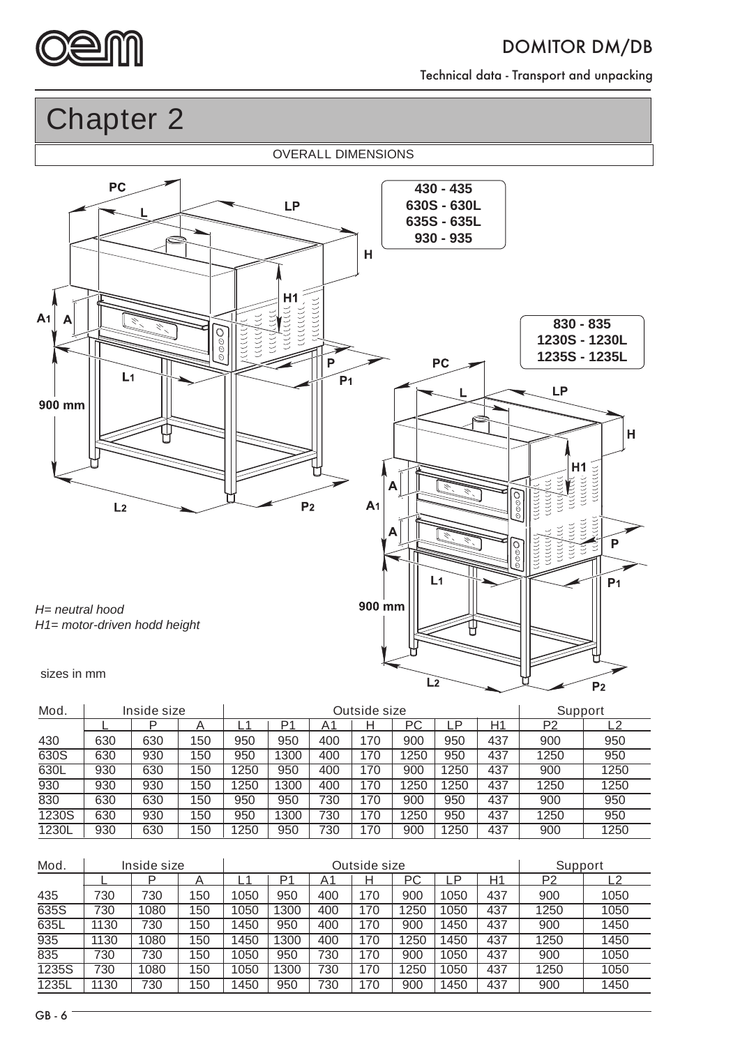# Chapter 2

OVERALL DIMENSIONS

*H= neutral hood*
*H1= motor-driven hodd height*

sizes in mm

| Mod. | Inside size | | | Outside size | | | | | | | Support | |
|---|---|---|---|---|---|---|---|---|---|---|---|---|
| | L | P | A | L1 | P1 | A1 | H | PC | LP | H1 | P2 | L2 |
| 430 | 630 | 630 | 150 | 950 | 950 | 400 | 170 | 900 | 950 | 437 | 900 | 950 |
| 630S | 630 | 930 | 150 | 950 | 1300 | 400 | 170 | 1250 | 950 | 437 | 1250 | 950 |
| 630L | 930 | 630 | 150 | 1250 | 950 | 400 | 170 | 900 | 1250 | 437 | 900 | 1250 |
| 930 | 930 | 930 | 150 | 1250 | 1300 | 400 | 170 | 1250 | 1250 | 437 | 1250 | 1250 |
| 830 | 630 | 630 | 150 | 950 | 950 | 730 | 170 | 900 | 950 | 437 | 900 | 950 |
| 1230S | 630 | 930 | 150 | 950 | 1300 | 730 | 170 | 1250 | 950 | 437 | 1250 | 950 |
| 1230L | 930 | 630 | 150 | 1250 | 950 | 730 | 170 | 900 | 1250 | 437 | 900 | 1250 |

| Mod. | Inside size | | | Outside size | | | | | | | Support | |
|---|---|---|---|---|---|---|---|---|---|---|---|---|
| | L | P | A | L1 | P1 | A1 | H | PC | LP | H1 | P2 | L2 |
| 435 | 730 | 730 | 150 | 1050 | 950 | 400 | 170 | 900 | 1050 | 437 | 900 | 1050 |
| 635S | 730 | 1080 | 150 | 1050 | 1300 | 400 | 170 | 1250 | 1050 | 437 | 1250 | 1050 |
| 635L | 1130 | 730 | 150 | 1450 | 950 | 400 | 170 | 900 | 1450 | 437 | 900 | 1450 |
| 935 | 1130 | 1080 | 150 | 1450 | 1300 | 400 | 170 | 1250 | 1450 | 437 | 1250 | 1450 |
| 835 | 730 | 730 | 150 | 1050 | 950 | 730 | 170 | 900 | 1050 | 437 | 900 | 1050 |
| 1235S | 730 | 1080 | 150 | 1050 | 1300 | 730 | 170 | 1250 | 1050 | 437 | 1250 | 1050 |
| 1235L | 1130 | 730 | 150 | 1450 | 950 | 730 | 170 | 900 | 1450 | 437 | 900 | 1450 |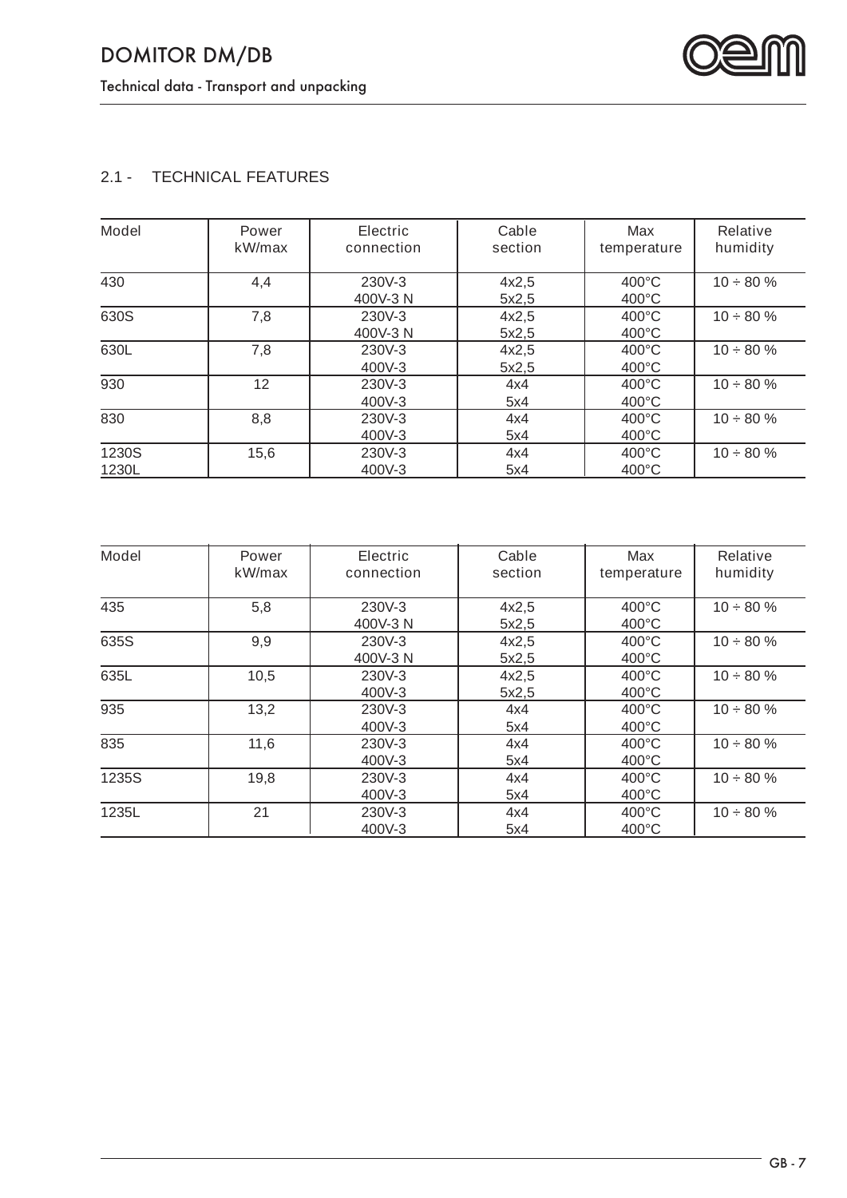## 2.1 - TECHNICAL FEATURES

| Model | Power kW/max | Electric connection | Cable section | Max temperature | Relative humidity |
|---|---|---|---|---|---|
| 430 | 4,4 | 230V-3<br>400V-3 N | 4x2,5<br>5x2,5 | 400°C<br>400°C | 10 ÷ 80 % |
| 630S | 7,8 | 230V-3<br>400V-3 N | 4x2,5<br>5x2,5 | 400°C<br>400°C | 10 ÷ 80 % |
| 630L | 7,8 | 230V-3<br>400V-3 | 4x2,5<br>5x2,5 | 400°C<br>400°C | 10 ÷ 80 % |
| 930 | 12 | 230V-3<br>400V-3 | 4x4<br>5x4 | 400°C<br>400°C | 10 ÷ 80 % |
| 830 | 8,8 | 230V-3<br>400V-3 | 4x4<br>5x4 | 400°C<br>400°C | 10 ÷ 80 % |
| 1230S<br>1230L | 15,6 | 230V-3<br>400V-3 | 4x4<br>5x4 | 400°C<br>400°C | 10 ÷ 80 % |

| Model | Power kW/max | Electric connection | Cable section | Max temperature | Relative humidity |
|---|---|---|---|---|---|
| 435 | 5,8 | 230V-3<br>400V-3 N | 4x2,5<br>5x2,5 | 400°C<br>400°C | 10 ÷ 80 % |
| 635S | 9,9 | 230V-3<br>400V-3 N | 4x2,5<br>5x2,5 | 400°C<br>400°C | 10 ÷ 80 % |
| 635L | 10,5 | 230V-3<br>400V-3 | 4x2,5<br>5x2,5 | 400°C<br>400°C | 10 ÷ 80 % |
| 935 | 13,2 | 230V-3<br>400V-3 | 4x4<br>5x4 | 400°C<br>400°C | 10 ÷ 80 % |
| 835 | 11,6 | 230V-3<br>400V-3 | 4x4<br>5x4 | 400°C<br>400°C | 10 ÷ 80 % |
| 1235S | 19,8 | 230V-3<br>400V-3 | 4x4<br>5x4 | 400°C<br>400°C | 10 ÷ 80 % |
| 1235L | 21 | 230V-3<br>400V-3 | 4x4<br>5x4 | 400°C<br>400°C | 10 ÷ 80 % |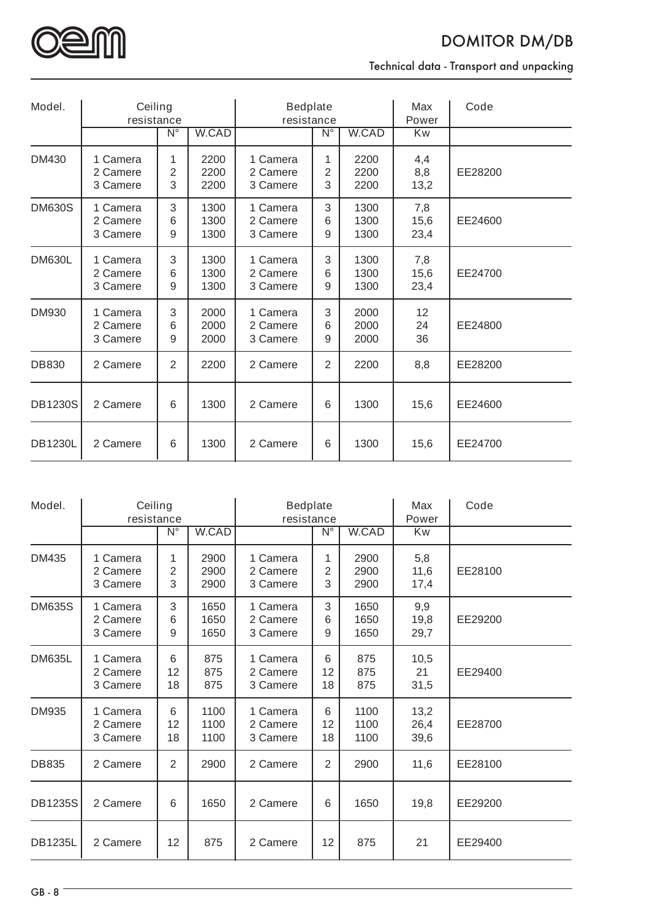| Model. | Ceiling resistance | | | Bedplate resistance | | | Max Power | Code |
|---|---|---|---|---|---|---|---|---|
| | | N° | W.CAD | | N° | W.CAD | Kw | |
| DM430 | 1 Camera<br>2 Camere<br>3 Camere | 1<br>2<br>3 | 2200<br>2200<br>2200 | 1 Camera<br>2 Camere<br>3 Camere | 1<br>2<br>3 | 2200<br>2200<br>2200 | 4,4<br>8,8<br>13,2 | EE28200 |
| DM630S | 1 Camera<br>2 Camere<br>3 Camere | 3<br>6<br>9 | 1300<br>1300<br>1300 | 1 Camera<br>2 Camere<br>3 Camere | 3<br>6<br>9 | 1300<br>1300<br>1300 | 7,8<br>15,6<br>23,4 | EE24600 |
| DM630L | 1 Camera<br>2 Camere<br>3 Camere | 3<br>6<br>9 | 1300<br>1300<br>1300 | 1 Camera<br>2 Camere<br>3 Camere | 3<br>6<br>9 | 1300<br>1300<br>1300 | 7,8<br>15,6<br>23,4 | EE24700 |
| DM930 | 1 Camera<br>2 Camere<br>3 Camere | 3<br>6<br>9 | 2000<br>2000<br>2000 | 1 Camera<br>2 Camere<br>3 Camere | 3<br>6<br>9 | 2000<br>2000<br>2000 | 12<br>24<br>36 | EE24800 |
| DB830 | 2 Camere | 2 | 2200 | 2 Camere | 2 | 2200 | 8,8 | EE28200 |
| DB1230S | 2 Camere | 6 | 1300 | 2 Camere | 6 | 1300 | 15,6 | EE24600 |
| DB1230L | 2 Camere | 6 | 1300 | 2 Camere | 6 | 1300 | 15,6 | EE24700 |

| Model. | Ceiling resistance | | | Bedplate resistance | | | Max Power | Code |
|---|---|---|---|---|---|---|---|---|
| | | N° | W.CAD | | N° | W.CAD | Kw | |
| DM435 | 1 Camera<br>2 Camere<br>3 Camere | 1<br>2<br>3 | 2900<br>2900<br>2900 | 1 Camera<br>2 Camere<br>3 Camere | 1<br>2<br>3 | 2900<br>2900<br>2900 | 5,8<br>11,6<br>17,4 | EE28100 |
| DM635S | 1 Camera<br>2 Camere<br>3 Camere | 3<br>6<br>9 | 1650<br>1650<br>1650 | 1 Camera<br>2 Camere<br>3 Camere | 3<br>6<br>9 | 1650<br>1650<br>1650 | 9,9<br>19,8<br>29,7 | EE29200 |
| DM635L | 1 Camera<br>2 Camere<br>3 Camere | 6<br>12<br>18 | 875<br>875<br>875 | 1 Camera<br>2 Camere<br>3 Camere | 6<br>12<br>18 | 875<br>875<br>875 | 10,5<br>21<br>31,5 | EE29400 |
| DM935 | 1 Camera<br>2 Camere<br>3 Camere | 6<br>12<br>18 | 1100<br>1100<br>1100 | 1 Camera<br>2 Camere<br>3 Camere | 6<br>12<br>18 | 1100<br>1100<br>1100 | 13,2<br>26,4<br>39,6 | EE28700 |
| DB835 | 2 Camere | 2 | 2900 | 2 Camere | 2 | 2900 | 11,6 | EE28100 |
| DB1235S | 2 Camere | 6 | 1650 | 2 Camere | 6 | 1650 | 19,8 | EE29200 |
| DB1235L | 2 Camere | 12 | 875 | 2 Camere | 12 | 875 | 21 | EE29400 |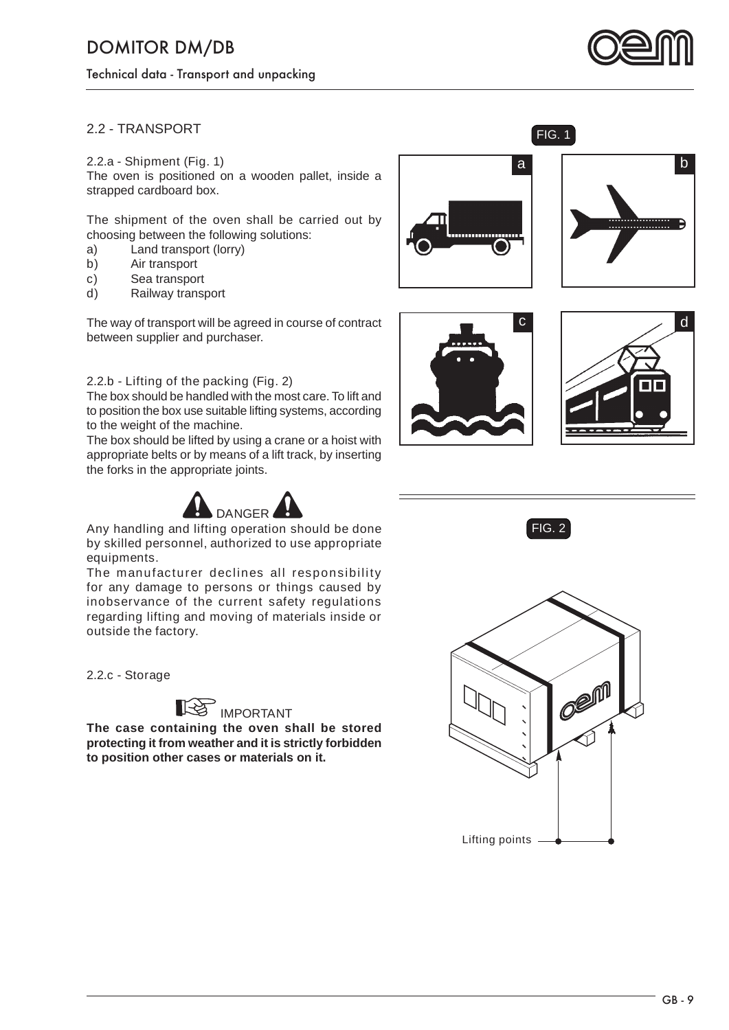## 2.2 - TRANSPORT

### 2.2.a - Shipment (Fig. 1)

The oven is positioned on a wooden pallet, inside a strapped cardboard box.

The shipment of the oven shall be carried out by choosing between the following solutions:

a) Land transport (lorry)
b) Air transport
c) Sea transport
d) Railway transport

The way of transport will be agreed in course of contract between supplier and purchaser.

FIG. 1

### 2.2.b - Lifting of the packing (Fig. 2)

The box should be handled with the most care. To lift and to position the box use suitable lifting systems, according to the weight of the machine.

The box should be lifted by using a crane or a hoist with appropriate belts or by means of a lift track, by inserting the forks in the appropriate joints.

DANGER

Any handling and lifting operation should be done by skilled personnel, authorized to use appropriate equipments.

The manufacturer declines all responsibility for any damage to persons or things caused by inobservance of the current safety regulations regarding lifting and moving of materials inside or outside the factory.

FIG. 2

Lifting points

### 2.2.c - Storage

IMPORTANT

**The case containing the oven shall be stored protecting it from weather and it is strictly forbidden to position other cases or materials on it.**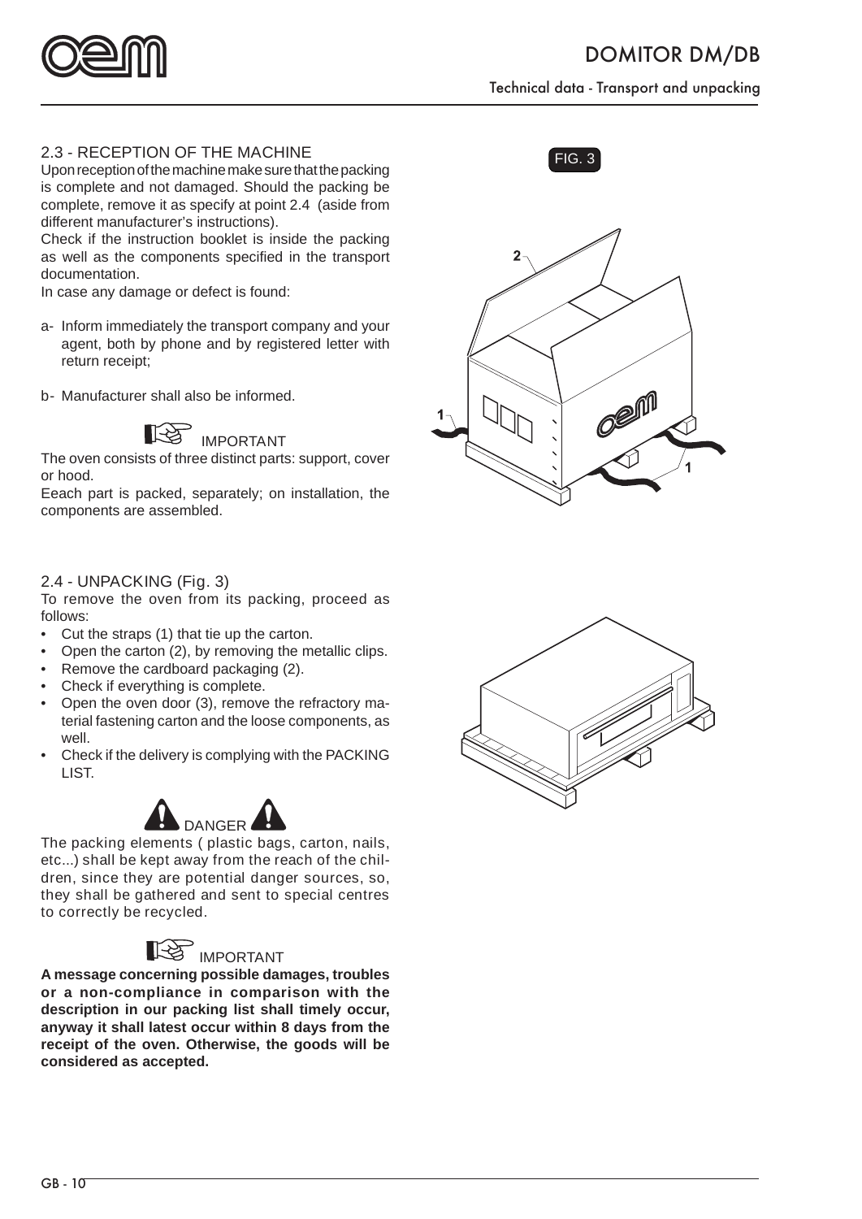## 2.3 - RECEPTION OF THE MACHINE

Upon reception of the machine make sure that the packing is complete and not damaged. Should the packing be complete, remove it as specify at point 2.4 (aside from different manufacturer's instructions).

Check if the instruction booklet is inside the packing as well as the components specified in the transport documentation.

In case any damage or defect is found:

a- Inform immediately the transport company and your agent, both by phone and by registered letter with return receipt;

b- Manufacturer shall also be informed.

IMPORTANT

The oven consists of three distinct parts: support, cover or hood.

Eeach part is packed, separately; on installation, the components are assembled.

## 2.4 - UNPACKING (Fig. 3)

To remove the oven from its packing, proceed as follows:

- Cut the straps (1) that tie up the carton.
- Open the carton (2), by removing the metallic clips.
- Remove the cardboard packaging (2).
- Check if everything is complete.
- Open the oven door (3), remove the refractory material fastening carton and the loose components, as well.
- Check if the delivery is complying with the PACKING LIST.

DANGER

The packing elements ( plastic bags, carton, nails, etc...) shall be kept away from the reach of the children, since they are potential danger sources, so, they shall be gathered and sent to special centres to correctly be recycled.

IMPORTANT

**A message concerning possible damages, troubles or a non-compliance in comparison with the description in our packing list shall timely occur, anyway it shall latest occur within 8 days from the receipt of the oven. Otherwise, the goods will be considered as accepted.**

FIG. 3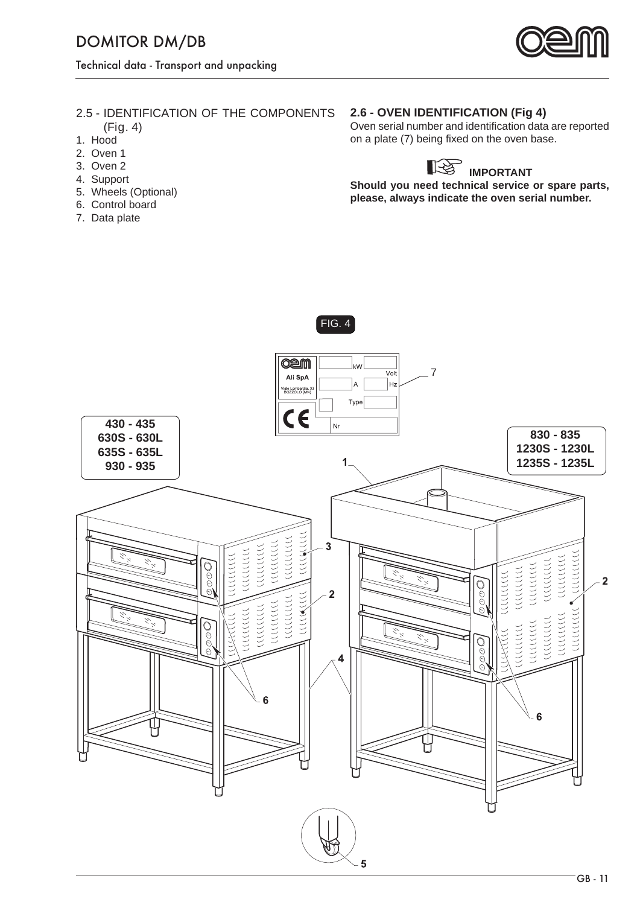## 2.5 - IDENTIFICATION OF THE COMPONENTS (Fig. 4)

1. Hood
2. Oven 1
3. Oven 2
4. Support
5. Wheels (Optional)
6. Control board
7. Data plate

## 2.6 - OVEN IDENTIFICATION (Fig 4)

Oven serial number and identification data are reported on a plate (7) being fixed on the oven base.

**IMPORTANT**

**Should you need technical service or spare parts, please, always indicate the oven serial number.**

FIG. 4

430 - 435
630S - 630L
635S - 635L
930 - 935

830 - 835
1230S - 1230L
1235S - 1235L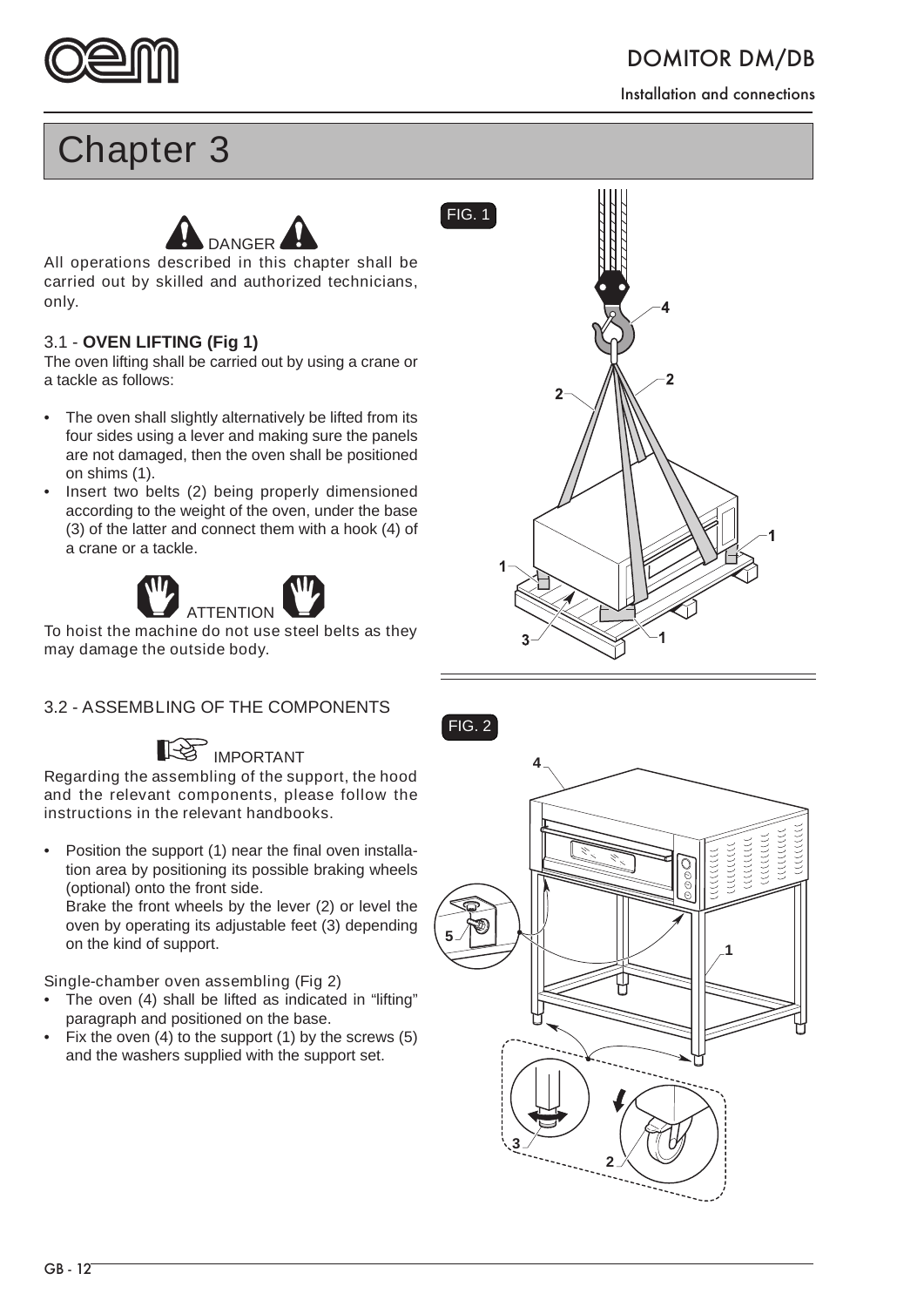# Chapter 3

DANGER

All operations described in this chapter shall be carried out by skilled and authorized technicians, only.

## 3.1 - **OVEN LIFTING (Fig 1)**

The oven lifting shall be carried out by using a crane or a tackle as follows:

- The oven shall slightly alternatively be lifted from its four sides using a lever and making sure the panels are not damaged, then the oven shall be positioned on shims (1).
- Insert two belts (2) being properly dimensioned according to the weight of the oven, under the base (3) of the latter and connect them with a hook (4) of a crane or a tackle.

ATTENTION

To hoist the machine do not use steel belts as they may damage the outside body.

## 3.2 - ASSEMBLING OF THE COMPONENTS

IMPORTANT

Regarding the assembling of the support, the hood and the relevant components, please follow the instructions in the relevant handbooks.

- Position the support (1) near the final oven installation area by positioning its possible braking wheels (optional) onto the front side.
  Brake the front wheels by the lever (2) or level the oven by operating its adjustable feet (3) depending on the kind of support.

Single-chamber oven assembling (Fig 2)

- The oven (4) shall be lifted as indicated in "lifting" paragraph and positioned on the base.
- Fix the oven (4) to the support (1) by the screws (5) and the washers supplied with the support set.

FIG. 1

FIG. 2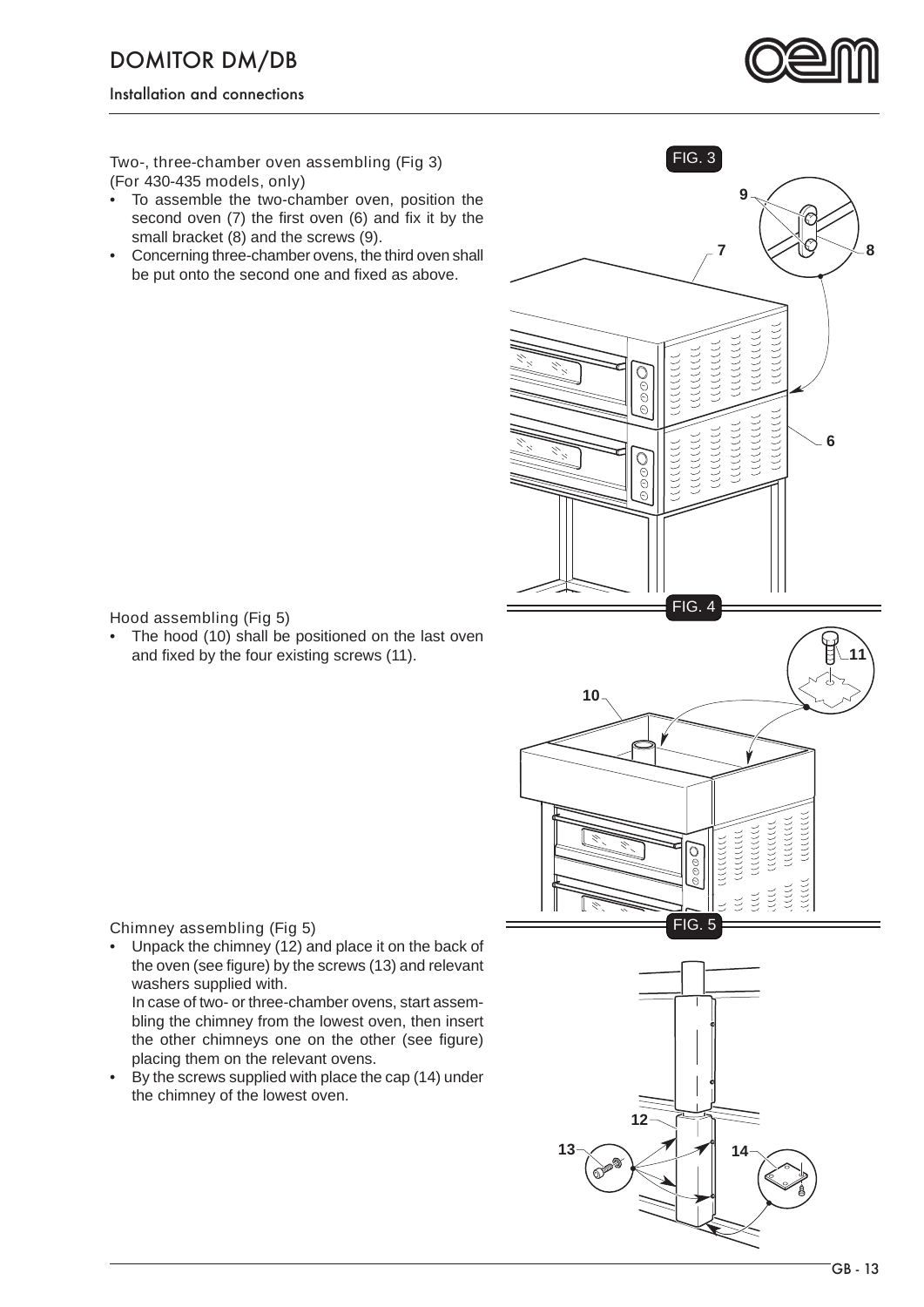## Two-, three-chamber oven assembling (Fig 3)

(For 430-435 models, only)

- To assemble the two-chamber oven, position the second oven (7) the first oven (6) and fix it by the small bracket (8) and the screws (9).
- Concerning three-chamber ovens, the third oven shall be put onto the second one and fixed as above.

FIG. 3

## Hood assembling (Fig 5)

- The hood (10) shall be positioned on the last oven and fixed by the four existing screws (11).

FIG. 4

## Chimney assembling (Fig 5)

- Unpack the chimney (12) and place it on the back of the oven (see figure) by the screws (13) and relevant washers supplied with.

  In case of two- or three-chamber ovens, start assembling the chimney from the lowest oven, then insert the other chimneys one on the other (see figure) placing them on the relevant ovens.
- By the screws supplied with place the cap (14) under the chimney of the lowest oven.

FIG. 5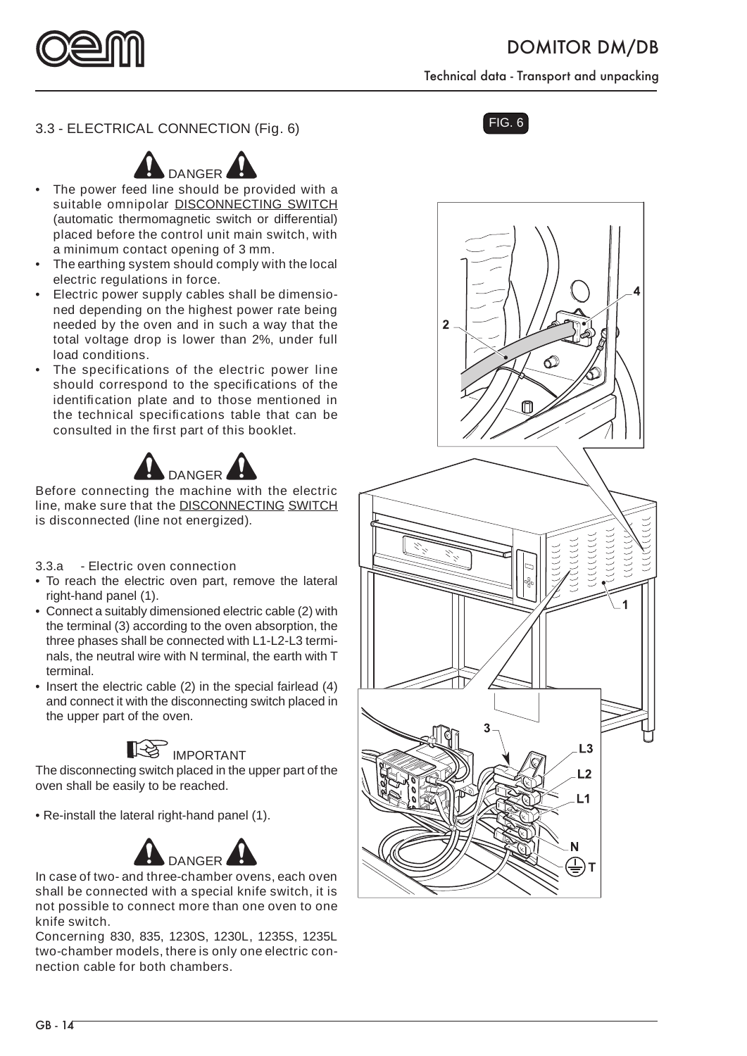## 3.3 - ELECTRICAL CONNECTION (Fig. 6)

**DANGER**

- The power feed line should be provided with a suitable omnipolar DISCONNECTING SWITCH (automatic thermomagnetic switch or differential) placed before the control unit main switch, with a minimum contact opening of 3 mm.
- The earthing system should comply with the local electric regulations in force.
- Electric power supply cables shall be dimensioned depending on the highest power rate being needed by the oven and in such a way that the total voltage drop is lower than 2%, under full load conditions.
- The specifications of the electric power line should correspond to the specifications of the identification plate and to those mentioned in the technical specifications table that can be consulted in the first part of this booklet.

**DANGER**

Before connecting the machine with the electric line, make sure that the DISCONNECTING SWITCH is disconnected (line not energized).

### 3.3.a - Electric oven connection

- To reach the electric oven part, remove the lateral right-hand panel (1).
- Connect a suitably dimensioned electric cable (2) with the terminal (3) according to the oven absorption, the three phases shall be connected with L1-L2-L3 terminals, the neutral wire with N terminal, the earth with T terminal.
- Insert the electric cable (2) in the special fairlead (4) and connect it with the disconnecting switch placed in the upper part of the oven.

**IMPORTANT**

The disconnecting switch placed in the upper part of the oven shall be easily to be reached.

- Re-install the lateral right-hand panel (1).

**DANGER**

In case of two- and three-chamber ovens, each oven shall be connected with a special knife switch, it is not possible to connect more than one oven to one knife switch.

Concerning 830, 835, 1230S, 1230L, 1235S, 1235L two-chamber models, there is only one electric connection cable for both chambers.

FIG. 6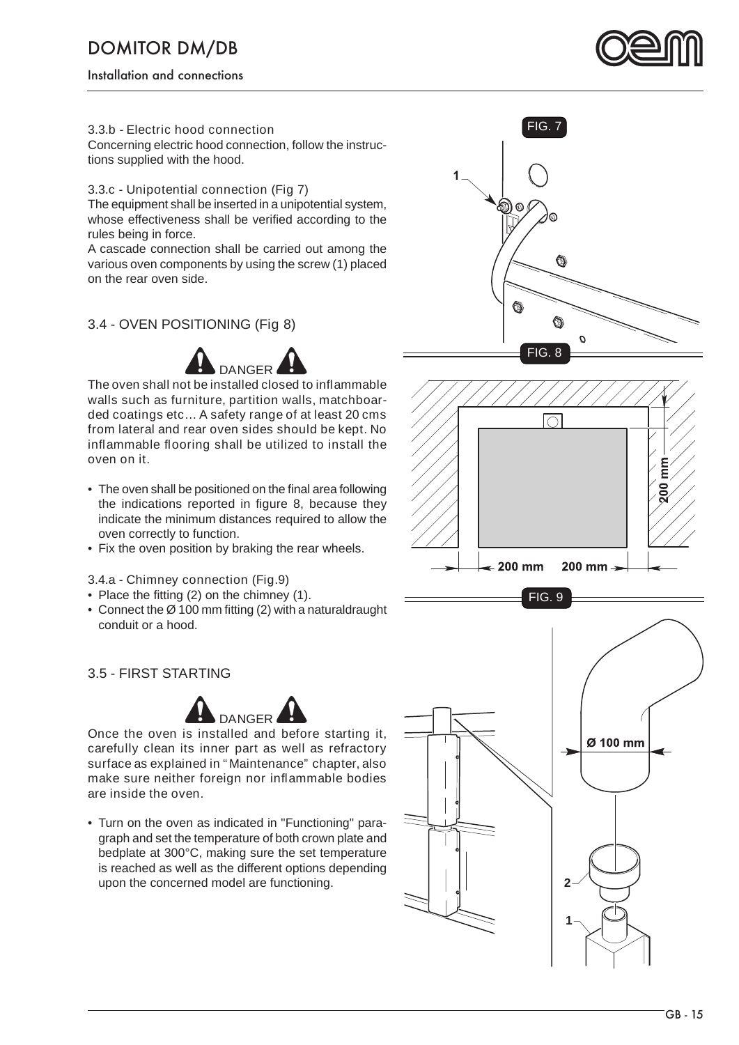### 3.3.b - Electric hood connection

Concerning electric hood connection, follow the instructions supplied with the hood.

### 3.3.c - Unipotential connection (Fig 7)

The equipment shall be inserted in a unipotential system, whose effectiveness shall be verified according to the rules being in force.

A cascade connection shall be carried out among the various oven components by using the screw (1) placed on the rear oven side.

## 3.4 - OVEN POSITIONING (Fig 8)

**DANGER**

The oven shall not be installed closed to inflammable walls such as furniture, partition walls, matchboarded coatings etc... A safety range of at least 20 cms from lateral and rear oven sides should be kept. No inflammable flooring shall be utilized to install the oven on it.

- The oven shall be positioned on the final area following the indications reported in figure 8, because they indicate the minimum distances required to allow the oven correctly to function.
- Fix the oven position by braking the rear wheels.

### 3.4.a - Chimney connection (Fig.9)

- Place the fitting (2) on the chimney (1).
- Connect the Ø 100 mm fitting (2) with a naturaldraught conduit or a hood.

## 3.5 - FIRST STARTING

**DANGER**

Once the oven is installed and before starting it, carefully clean its inner part as well as refractory surface as explained in "Maintenance" chapter, also make sure neither foreign nor inflammable bodies are inside the oven.

- Turn on the oven as indicated in "Functioning" paragraph and set the temperature of both crown plate and bedplate at 300°C, making sure the set temperature is reached as well as the different options depending upon the concerned model are functioning.

FIG. 7

FIG. 8

FIG. 9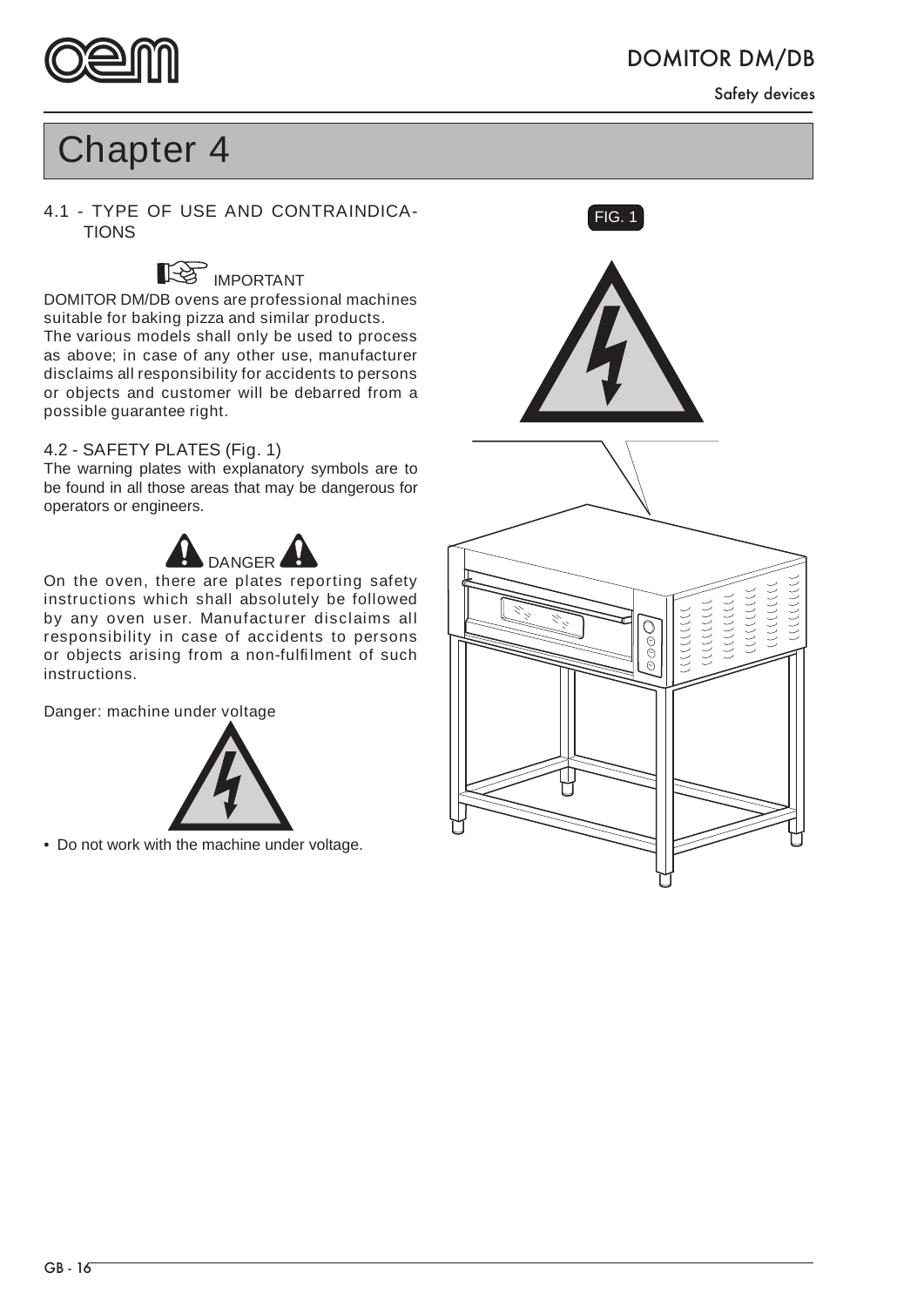# Chapter 4

## 4.1 - TYPE OF USE AND CONTRAINDICATIONS

IMPORTANT

DOMITOR DM/DB ovens are professional machines suitable for baking pizza and similar products.
The various models shall only be used to process as above; in case of any other use, manufacturer disclaims all responsibility for accidents to persons or objects and customer will be debarred from a possible guarantee right.

## 4.2 - SAFETY PLATES (Fig. 1)

The warning plates with explanatory symbols are to be found in all those areas that may be dangerous for operators or engineers.

DANGER

On the oven, there are plates reporting safety instructions which shall absolutely be followed by any oven user. Manufacturer disclaims all responsibility in case of accidents to persons or objects arising from a non-fulfilment of such instructions.

Danger: machine under voltage

- Do not work with the machine under voltage.

FIG. 1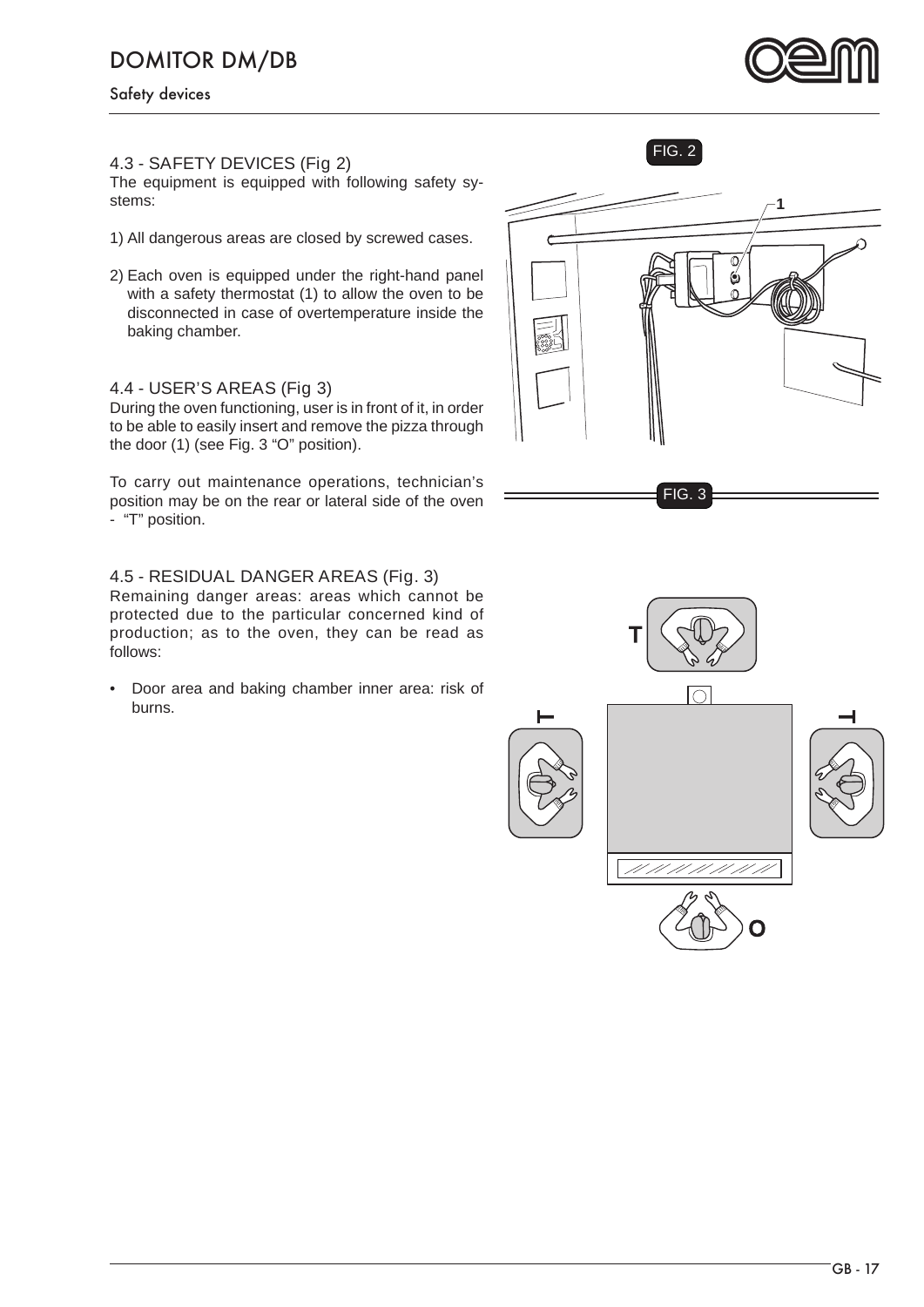### 4.3 - SAFETY DEVICES (Fig 2)

The equipment is equipped with following safety systems:

1) All dangerous areas are closed by screwed cases.

2) Each oven is equipped under the right-hand panel with a safety thermostat (1) to allow the oven to be disconnected in case of overtemperature inside the baking chamber.

### 4.4 - USER'S AREAS (Fig 3)

During the oven functioning, user is in front of it, in order to be able to easily insert and remove the pizza through the door (1) (see Fig. 3 "O" position).

To carry out maintenance operations, technician's position may be on the rear or lateral side of the oven - "T" position.

### 4.5 - RESIDUAL DANGER AREAS (Fig. 3)

Remaining danger areas: areas which cannot be protected due to the particular concerned kind of production; as to the oven, they can be read as follows:

- Door area and baking chamber inner area: risk of burns.

FIG. 2

FIG. 3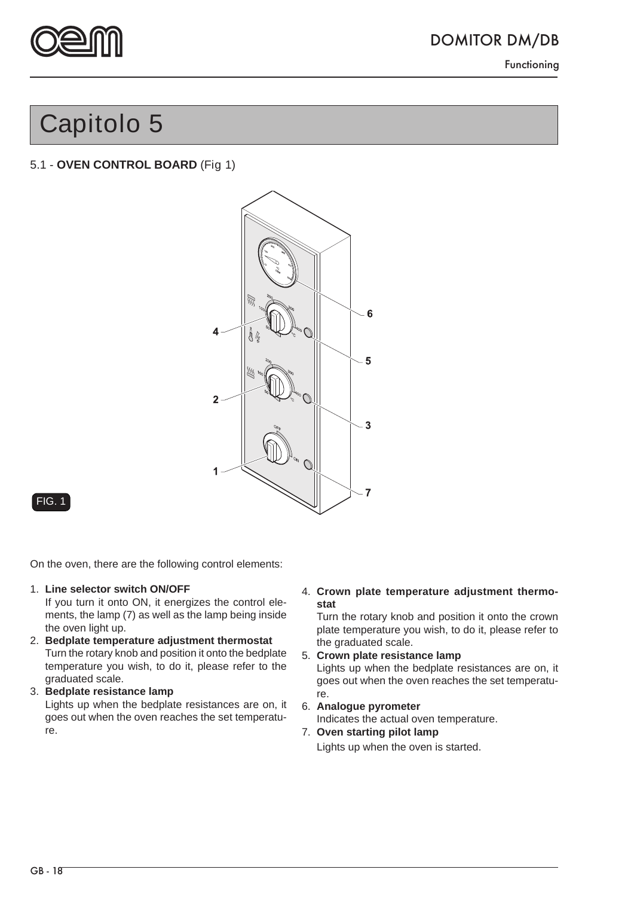# Capitolo 5

## 5.1 - **OVEN CONTROL BOARD** (Fig 1)

FIG. 1

On the oven, there are the following control elements:

1. **Line selector switch ON/OFF**
   If you turn it onto ON, it energizes the control elements, the lamp (7) as well as the lamp being inside the oven light up.
2. **Bedplate temperature adjustment thermostat**
   Turn the rotary knob and position it onto the bedplate temperature you wish, to do it, please refer to the graduated scale.
3. **Bedplate resistance lamp**
   Lights up when the bedplate resistances are on, it goes out when the oven reaches the set temperature.
4. **Crown plate temperature adjustment thermostat**
   Turn the rotary knob and position it onto the crown plate temperature you wish, to do it, please refer to the graduated scale.
5. **Crown plate resistance lamp**
   Lights up when the bedplate resistances are on, it goes out when the oven reaches the set temperature.
6. **Analogue pyrometer**
   Indicates the actual oven temperature.
7. **Oven starting pilot lamp**
   Lights up when the oven is started.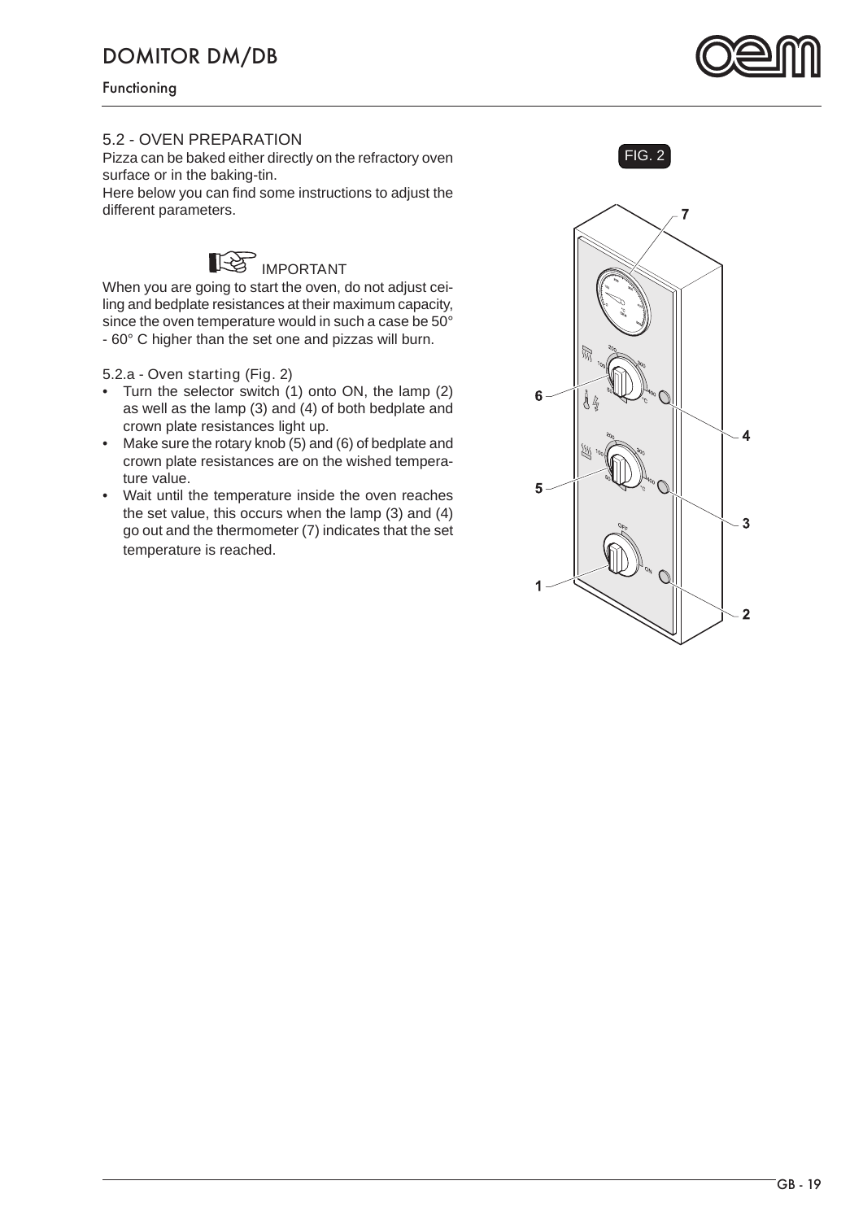### 5.2 - OVEN PREPARATION

Pizza can be baked either directly on the refractory oven surface or in the baking-tin.
Here below you can find some instructions to adjust the different parameters.

IMPORTANT

When you are going to start the oven, do not adjust ceiling and bedplate resistances at their maximum capacity, since the oven temperature would in such a case be 50° - 60° C higher than the set one and pizzas will burn.

5.2.a - Oven starting (Fig. 2)

- Turn the selector switch (1) onto ON, the lamp (2) as well as the lamp (3) and (4) of both bedplate and crown plate resistances light up.
- Make sure the rotary knob (5) and (6) of bedplate and crown plate resistances are on the wished temperature value.
- Wait until the temperature inside the oven reaches the set value, this occurs when the lamp (3) and (4) go out and the thermometer (7) indicates that the set temperature is reached.

FIG. 2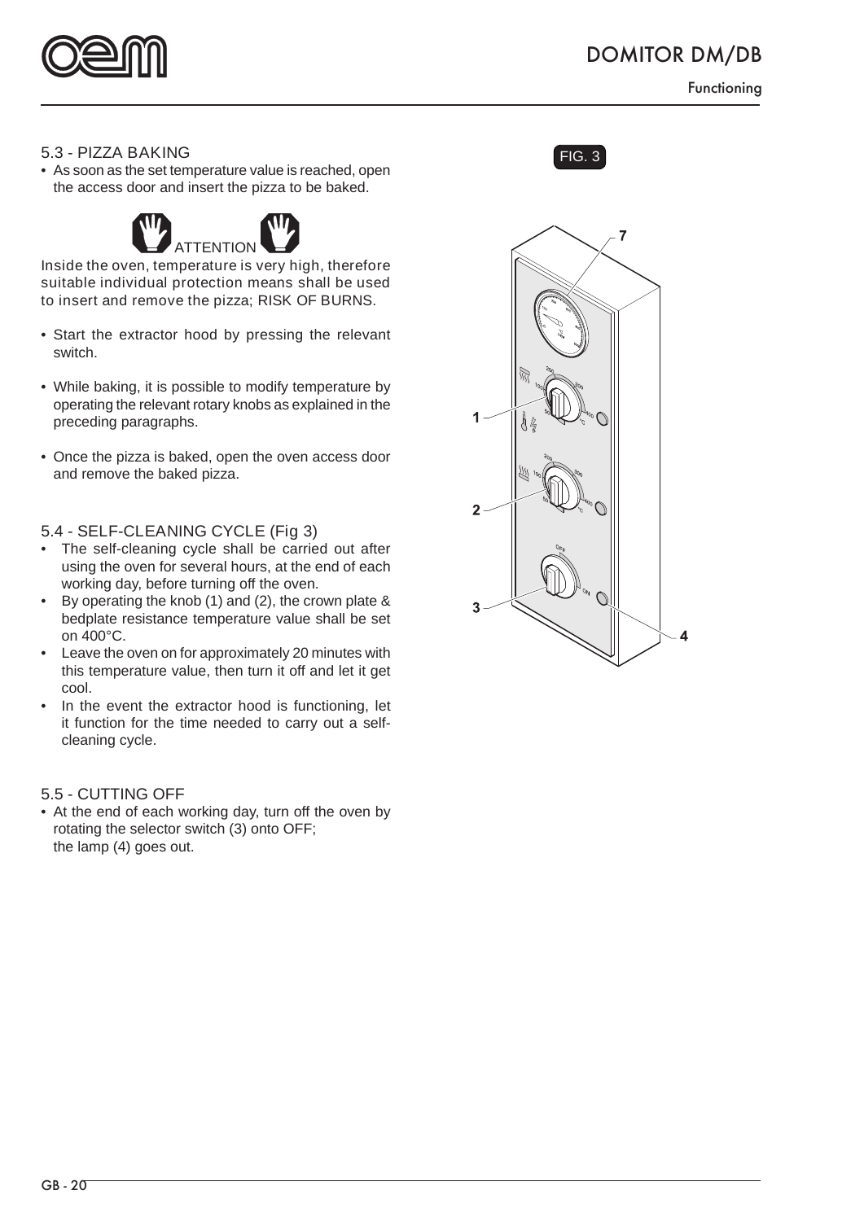## 5.3 - PIZZA BAKING

- As soon as the set temperature value is reached, open the access door and insert the pizza to be baked.

ATTENTION

Inside the oven, temperature is very high, therefore suitable individual protection means shall be used to insert and remove the pizza; RISK OF BURNS.

- Start the extractor hood by pressing the relevant switch.
- While baking, it is possible to modify temperature by operating the relevant rotary knobs as explained in the preceding paragraphs.
- Once the pizza is baked, open the oven access door and remove the baked pizza.

## 5.4 - SELF-CLEANING CYCLE (Fig 3)

- The self-cleaning cycle shall be carried out after using the oven for several hours, at the end of each working day, before turning off the oven.
- By operating the knob (1) and (2), the crown plate & bedplate resistance temperature value shall be set on 400°C.
- Leave the oven on for approximately 20 minutes with this temperature value, then turn it off and let it get cool.
- In the event the extractor hood is functioning, let it function for the time needed to carry out a self-cleaning cycle.

## 5.5 - CUTTING OFF

- At the end of each working day, turn off the oven by rotating the selector switch (3) onto OFF; the lamp (4) goes out.

FIG. 3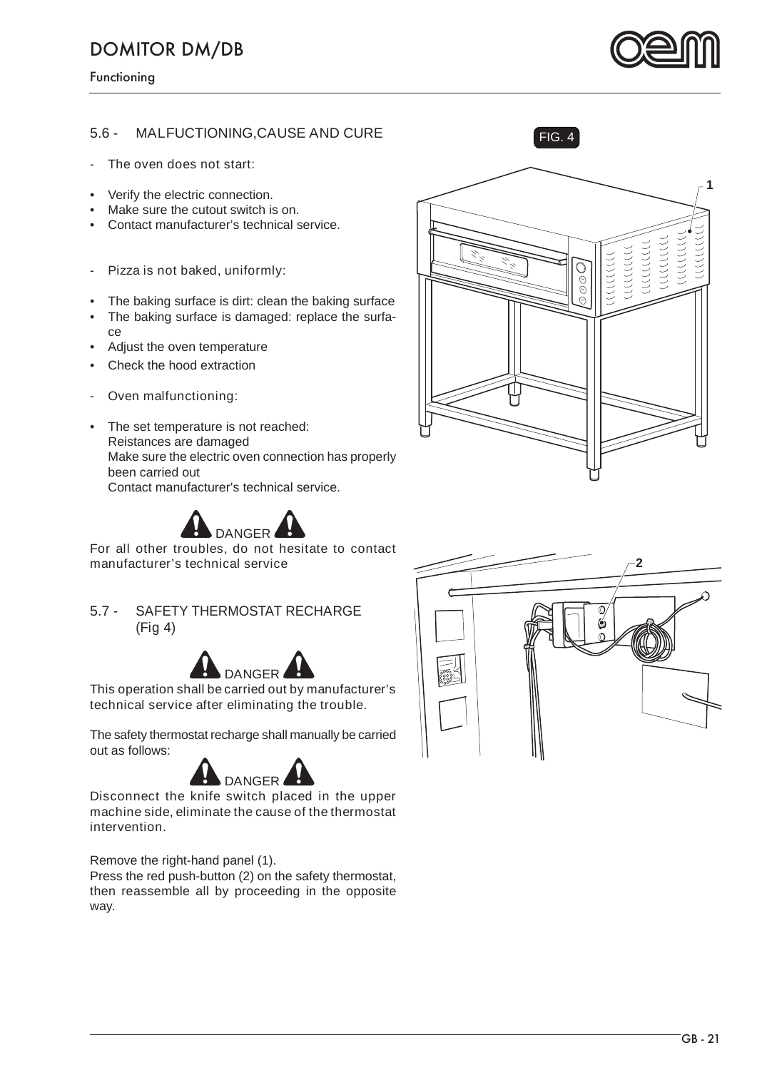## 5.6 - MALFUNCTIONING,CAUSE AND CURE

- The oven does not start:

- Verify the electric connection.
- Make sure the cutout switch is on.
- Contact manufacturer's technical service.

- Pizza is not baked, uniformly:

- The baking surface is dirt: clean the baking surface
- The baking surface is damaged: replace the surface
- Adjust the oven temperature
- Check the hood extraction

- Oven malfunctioning:

- The set temperature is not reached:
  Reistances are damaged
  Make sure the electric oven connection has properly been carried out
  Contact manufacturer's technical service.

**DANGER**

For all other troubles, do not hesitate to contact manufacturer's technical service

## 5.7 - SAFETY THERMOSTAT RECHARGE (Fig 4)

**DANGER**

This operation shall be carried out by manufacturer's technical service after eliminating the trouble.

The safety thermostat recharge shall manually be carried out as follows:

**DANGER**

Disconnect the knife switch placed in the upper machine side, eliminate the cause of the thermostat intervention.

Remove the right-hand panel (1).
Press the red push-button (2) on the safety thermostat, then reassemble all by proceeding in the opposite way.

FIG. 4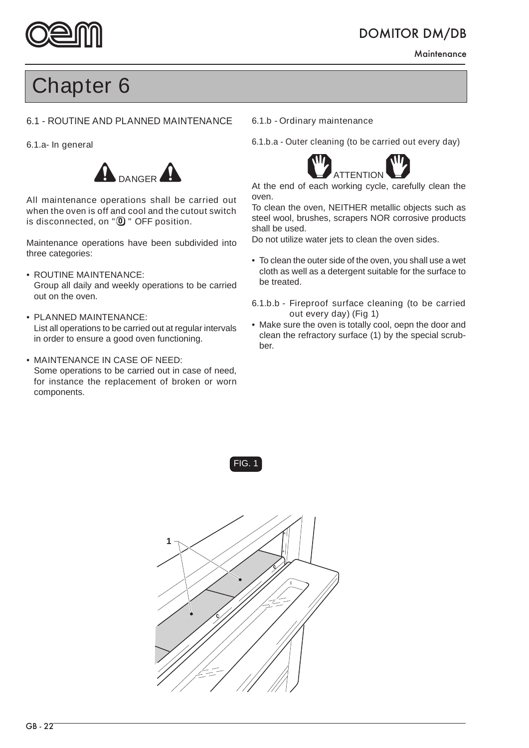# Chapter 6

## 6.1 - ROUTINE AND PLANNED MAINTENANCE

### 6.1.a- In general

DANGER

All maintenance operations shall be carried out when the oven is off and cool and the cutout switch is disconnected, on "0" OFF position.

Maintenance operations have been subdivided into three categories:

- ROUTINE MAINTENANCE:
  Group all daily and weekly operations to be carried out on the oven.
- PLANNED MAINTENANCE:
  List all operations to be carried out at regular intervals in order to ensure a good oven functioning.
- MAINTENANCE IN CASE OF NEED:
  Some operations to be carried out in case of need, for instance the replacement of broken or worn components.

### 6.1.b - Ordinary maintenance

#### 6.1.b.a - Outer cleaning (to be carried out every day)

ATTENTION

At the end of each working cycle, carefully clean the oven.
To clean the oven, NEITHER metallic objects such as steel wool, brushes, scrapers NOR corrosive products shall be used.
Do not utilize water jets to clean the oven sides.

- To clean the outer side of the oven, you shall use a wet cloth as well as a detergent suitable for the surface to be treated.

#### 6.1.b.b - Fireproof surface cleaning (to be carried out every day) (Fig 1)

- Make sure the oven is totally cool, oepn the door and clean the refractory surface (1) by the special scrubber.

FIG. 1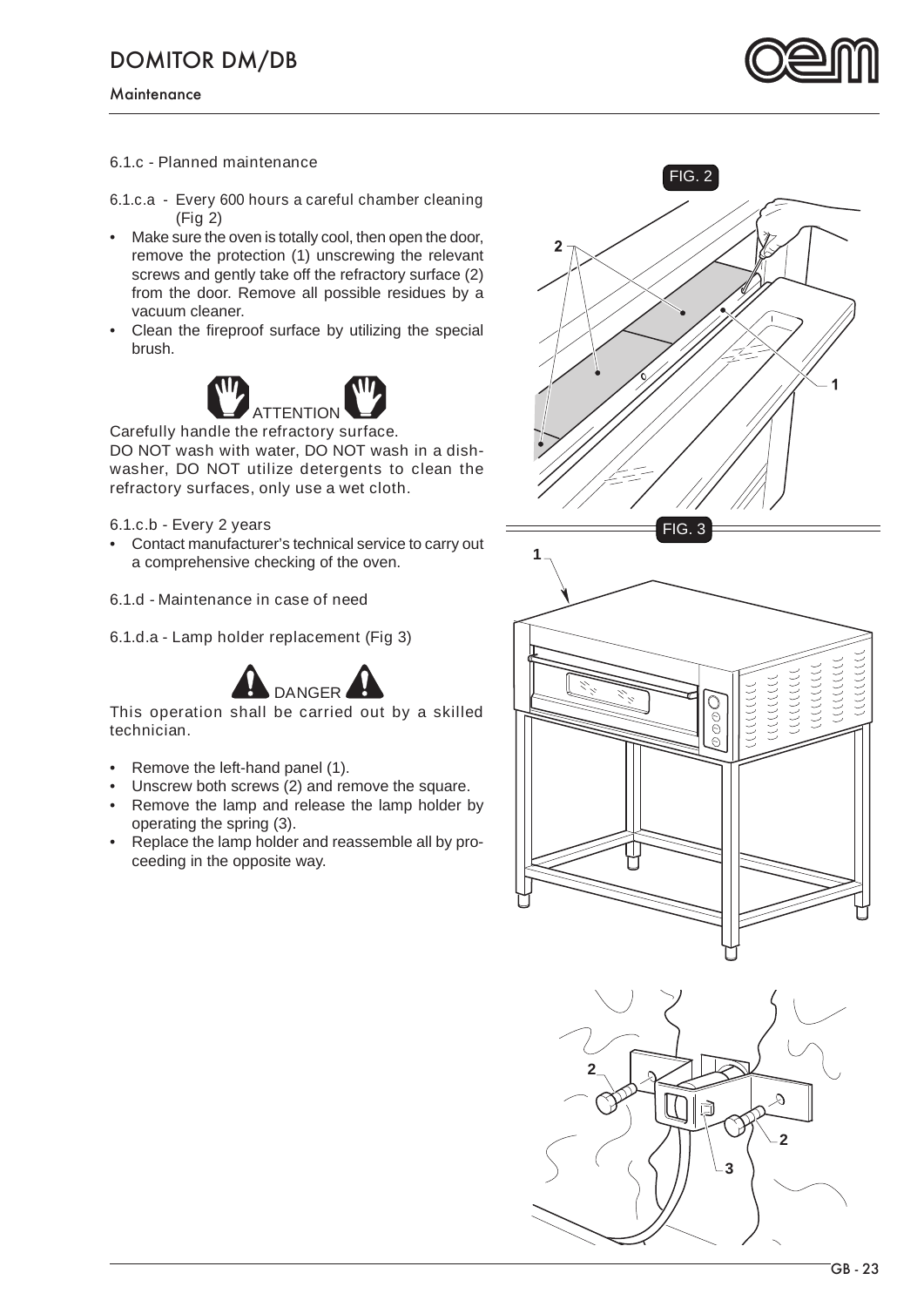### 6.1.c - Planned maintenance

6.1.c.a - Every 600 hours a careful chamber cleaning (Fig 2)

- Make sure the oven is totally cool, then open the door, remove the protection (1) unscrewing the relevant screws and gently take off the refractory surface (2) from the door. Remove all possible residues by a vacuum cleaner.
- Clean the fireproof surface by utilizing the special brush.

**ATTENTION**

Carefully handle the refractory surface.
DO NOT wash with water, DO NOT wash in a dish-washer, DO NOT utilize detergents to clean the refractory surfaces, only use a wet cloth.

6.1.c.b - Every 2 years

- Contact manufacturer's technical service to carry out a comprehensive checking of the oven.

### 6.1.d - Maintenance in case of need

6.1.d.a - Lamp holder replacement (Fig 3)

**DANGER**

This operation shall be carried out by a skilled technician.

- Remove the left-hand panel (1).
- Unscrew both screws (2) and remove the square.
- Remove the lamp and release the lamp holder by operating the spring (3).
- Replace the lamp holder and reassemble all by proceeding in the opposite way.

FIG. 2

FIG. 3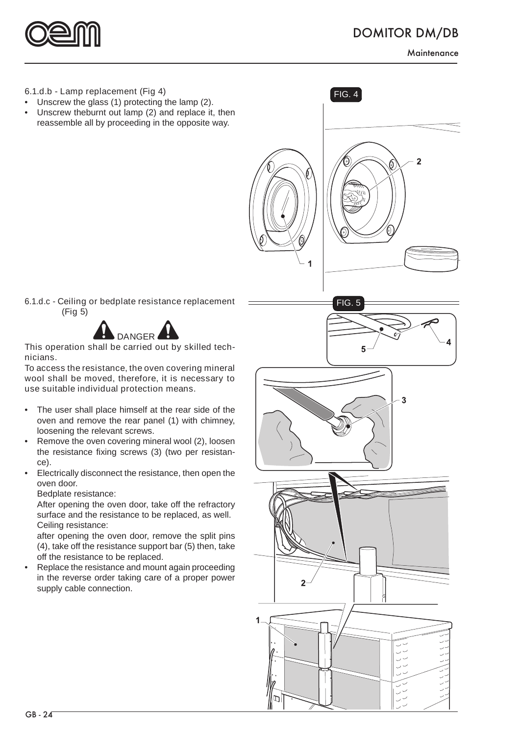### 6.1.d.b - Lamp replacement (Fig 4)

- Unscrew the glass (1) protecting the lamp (2).
- Unscrew theburnt out lamp (2) and replace it, then reassemble all by proceeding in the opposite way.

FIG. 4

### 6.1.d.c - Ceiling or bedplate resistance replacement (Fig 5)

**DANGER**

This operation shall be carried out by skilled technicians.

To access the resistance, the oven covering mineral wool shall be moved, therefore, it is necessary to use suitable individual protection means.

- The user shall place himself at the rear side of the oven and remove the rear panel (1) with chimney, loosening the relevant screws.
- Remove the oven covering mineral wool (2), loosen the resistance fixing screws (3) (two per resistance).
- Electrically disconnect the resistance, then open the oven door.

  Bedplate resistance:

  After opening the oven door, take off the refractory surface and the resistance to be replaced, as well.

  Ceiling resistance:

  after opening the oven door, remove the split pins (4), take off the resistance support bar (5) then, take off the resistance to be replaced.
- Replace the resistance and mount again proceeding in the reverse order taking care of a proper power supply cable connection.

FIG. 5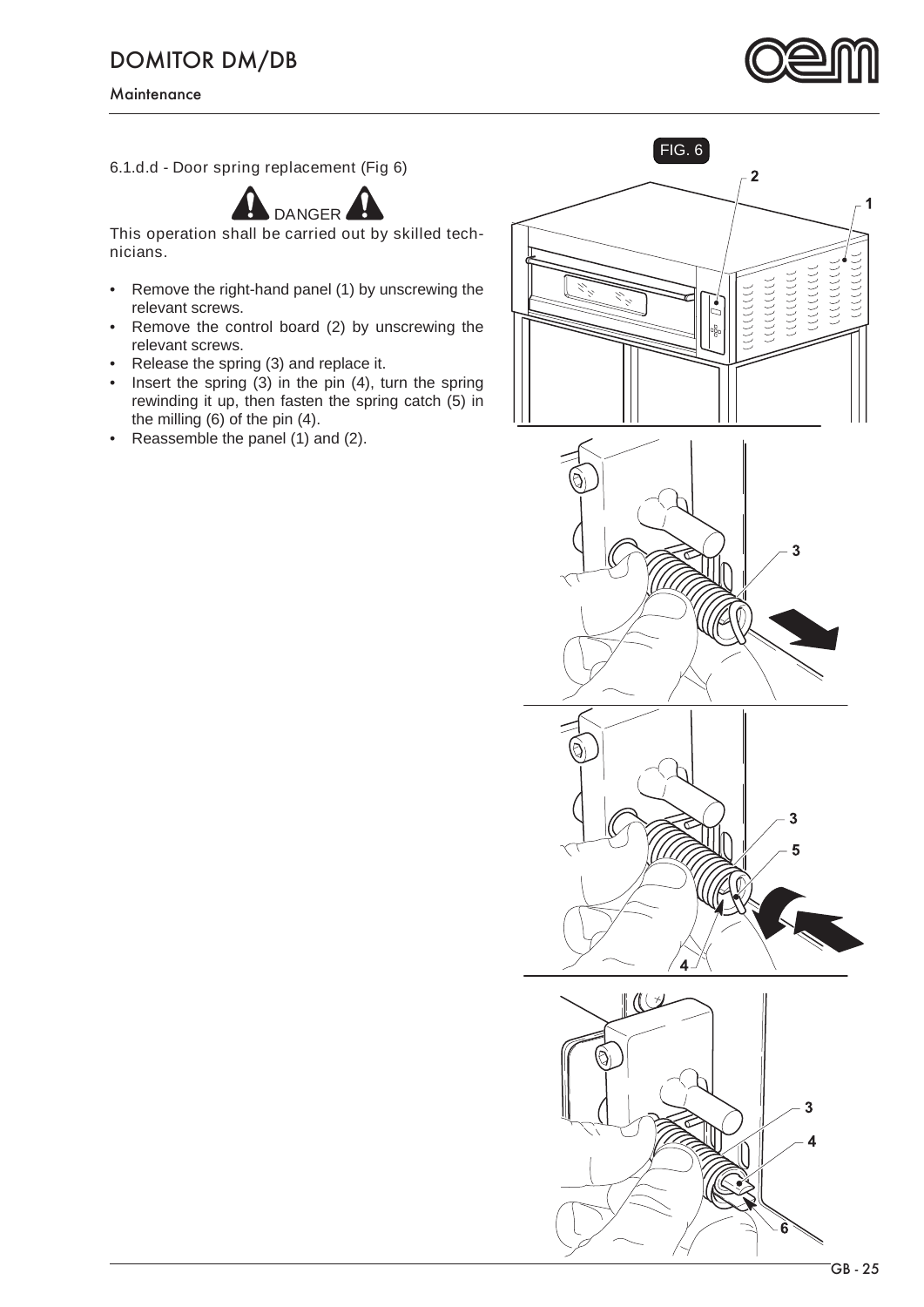6.1.d.d - Door spring replacement (Fig 6)

DANGER

This operation shall be carried out by skilled technicians.

- Remove the right-hand panel (1) by unscrewing the relevant screws.
- Remove the control board (2) by unscrewing the relevant screws.
- Release the spring (3) and replace it.
- Insert the spring (3) in the pin (4), turn the spring rewinding it up, then fasten the spring catch (5) in the milling (6) of the pin (4).
- Reassemble the panel (1) and (2).

FIG. 6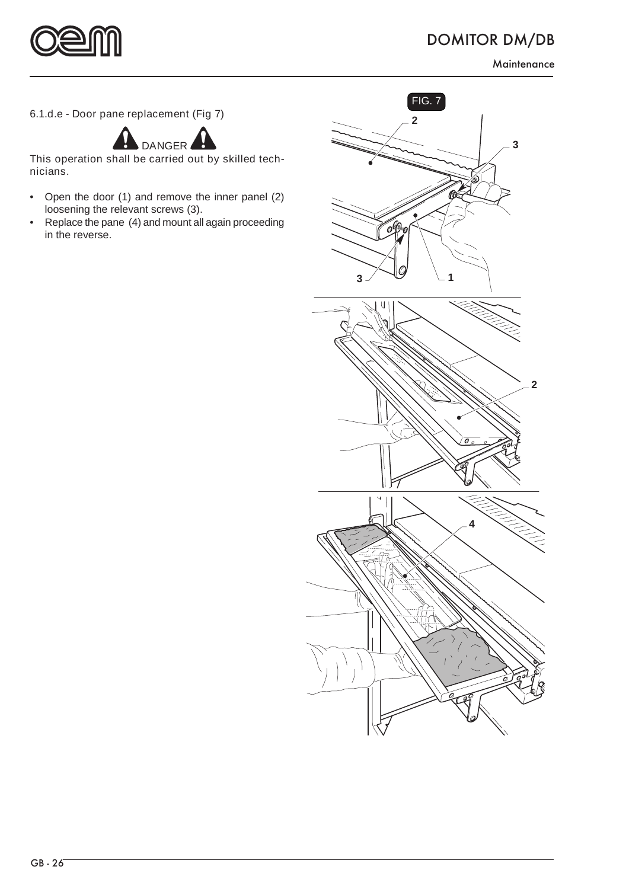6.1.d.e - Door pane replacement (Fig 7)

**DANGER**

This operation shall be carried out by skilled technicians.

- Open the door (1) and remove the inner panel (2) loosening the relevant screws (3).
- Replace the pane (4) and mount all again proceeding in the reverse.

FIG. 7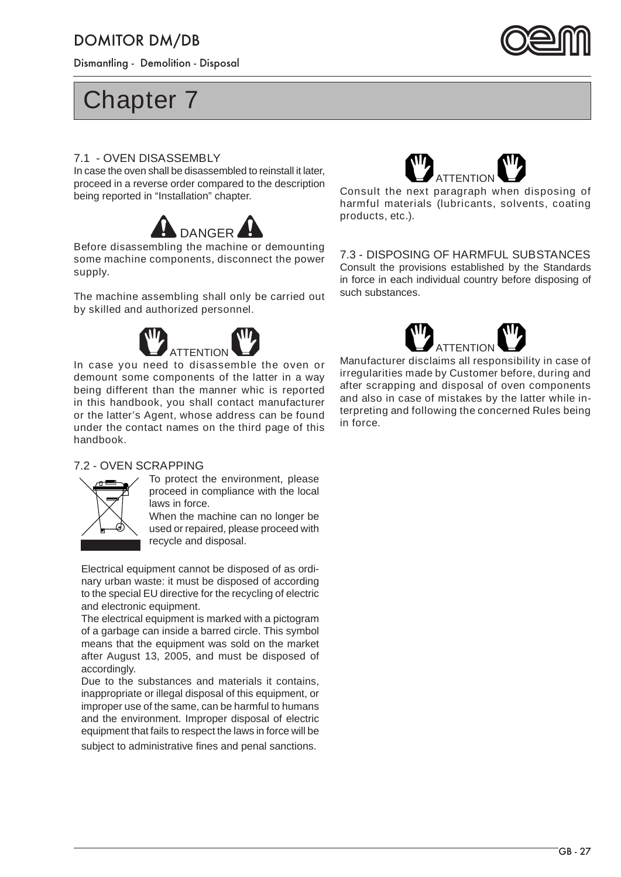# Chapter 7

## 7.1 - OVEN DISASSEMBLY

In case the oven shall be disassembled to reinstall it later, proceed in a reverse order compared to the description being reported in "Installation" chapter.

**DANGER**

Before disassembling the machine or demounting some machine components, disconnect the power supply.

The machine assembling shall only be carried out by skilled and authorized personnel.

**ATTENTION**

In case you need to disassemble the oven or demount some components of the latter in a way being different than the manner whic is reported in this handbook, you shall contact manufacturer or the latter's Agent, whose address can be found under the contact names on the third page of this handbook.

## 7.2 - OVEN SCRAPPING

To protect the environment, please proceed in compliance with the local laws in force.

When the machine can no longer be used or repaired, please proceed with recycle and disposal.

Electrical equipment cannot be disposed of as ordinary urban waste: it must be disposed of according to the special EU directive for the recycling of electric and electronic equipment.

The electrical equipment is marked with a pictogram of a garbage can inside a barred circle. This symbol means that the equipment was sold on the market after August 13, 2005, and must be disposed of accordingly.

Due to the substances and materials it contains, inappropriate or illegal disposal of this equipment, or improper use of the same, can be harmful to humans and the environment. Improper disposal of electric equipment that fails to respect the laws in force will be subject to administrative fines and penal sanctions.

**ATTENTION**

Consult the next paragraph when disposing of harmful materials (lubricants, solvents, coating products, etc.).

## 7.3 - DISPOSING OF HARMFUL SUBSTANCES

Consult the provisions established by the Standards in force in each individual country before disposing of such substances.

**ATTENTION**

Manufacturer disclaims all responsibility in case of irregularities made by Customer before, during and after scrapping and disposal of oven components and also in case of mistakes by the latter while interpreting and following the concerned Rules being in force.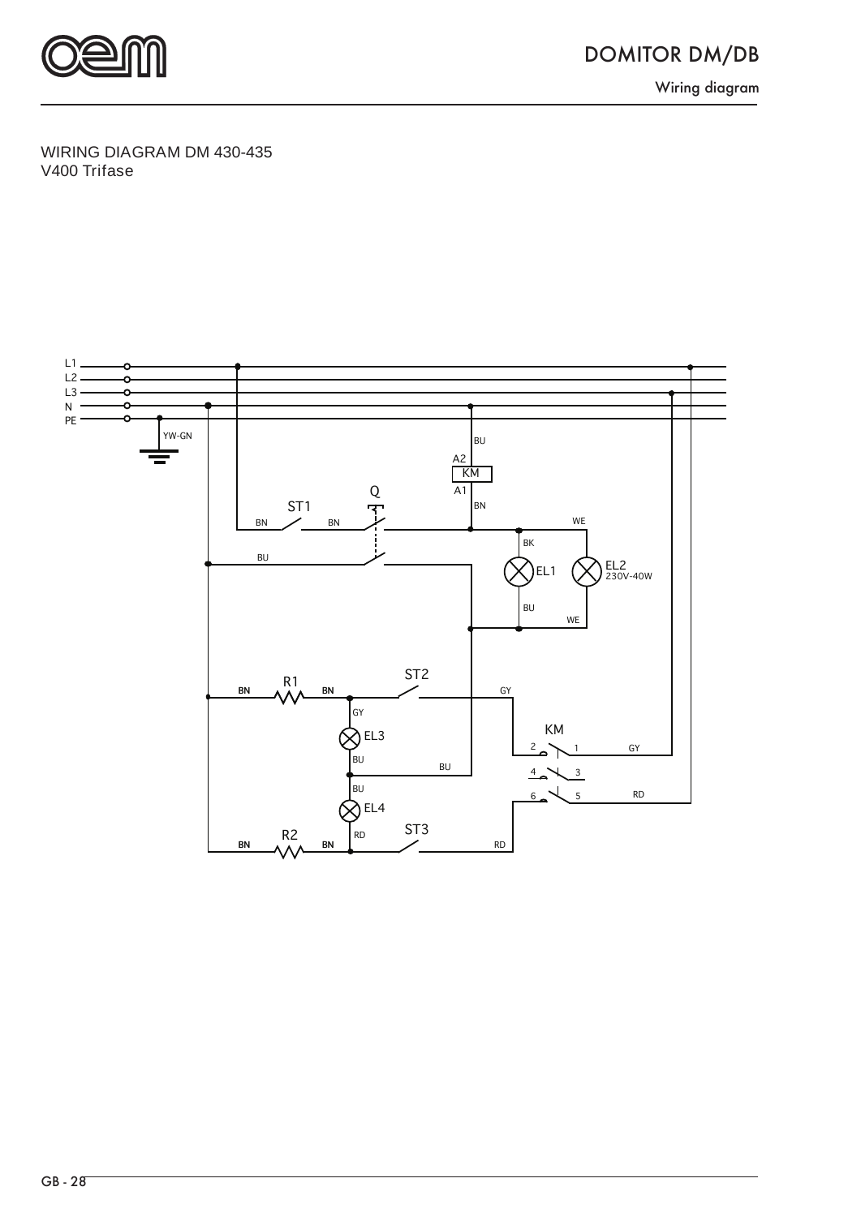WIRING DIAGRAM DM 430-435
V400 Trifase

L1
L2
L3
N
PE

YW-GN

BU
A2
KM
A1
BN

Q
ST1
BN BN
BU

WE
BK
EL1
EL2
230V-40W
BU
WE

R1
BN BN
ST2
GY
GY
EL3
BU
BU
BU
EL4
RD
R2
BN BN
ST3
RD

KM
2 1 GY
4 3
6 5 RD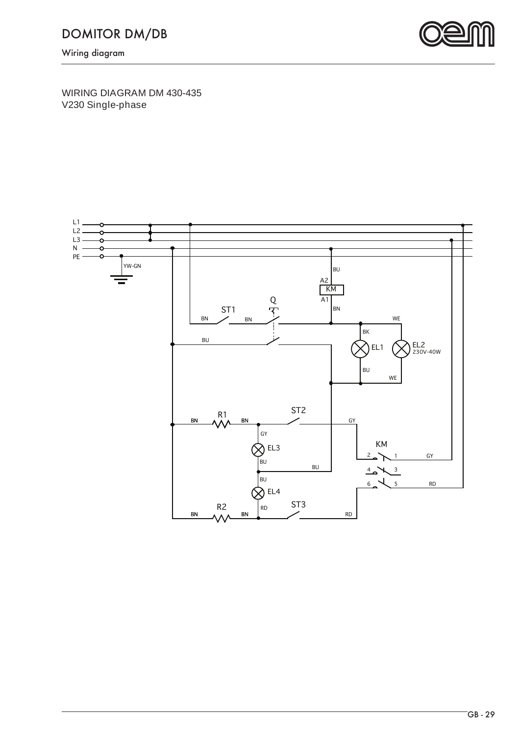WIRING DIAGRAM DM 430-435
V230 Single-phase

L1
L2
L3
N
PE

YW-GN

BU
A2
KM
A1
BN

Q

ST1
BN
BN

WE
BK
EL1
EL2
230V-40W
BU
WE

BU

ST2
R1
BN
BN
GY
GY
EL3
BU
BU

KM
2
1
GY
4
3
6
5
RD

BU
EL4
RD
ST3
R2
BN
BN
RD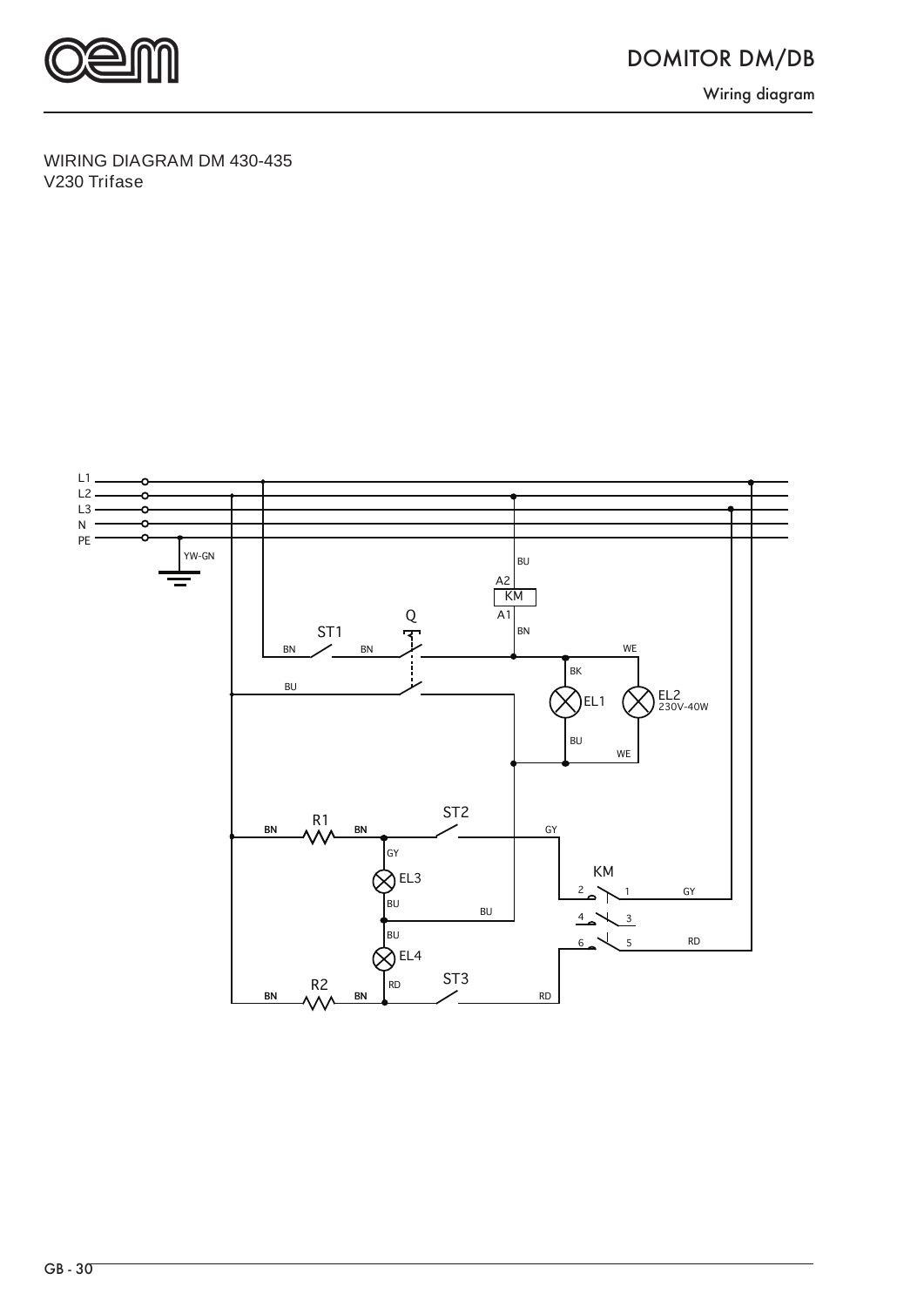WIRING DIAGRAM DM 430-435
V230 Trifase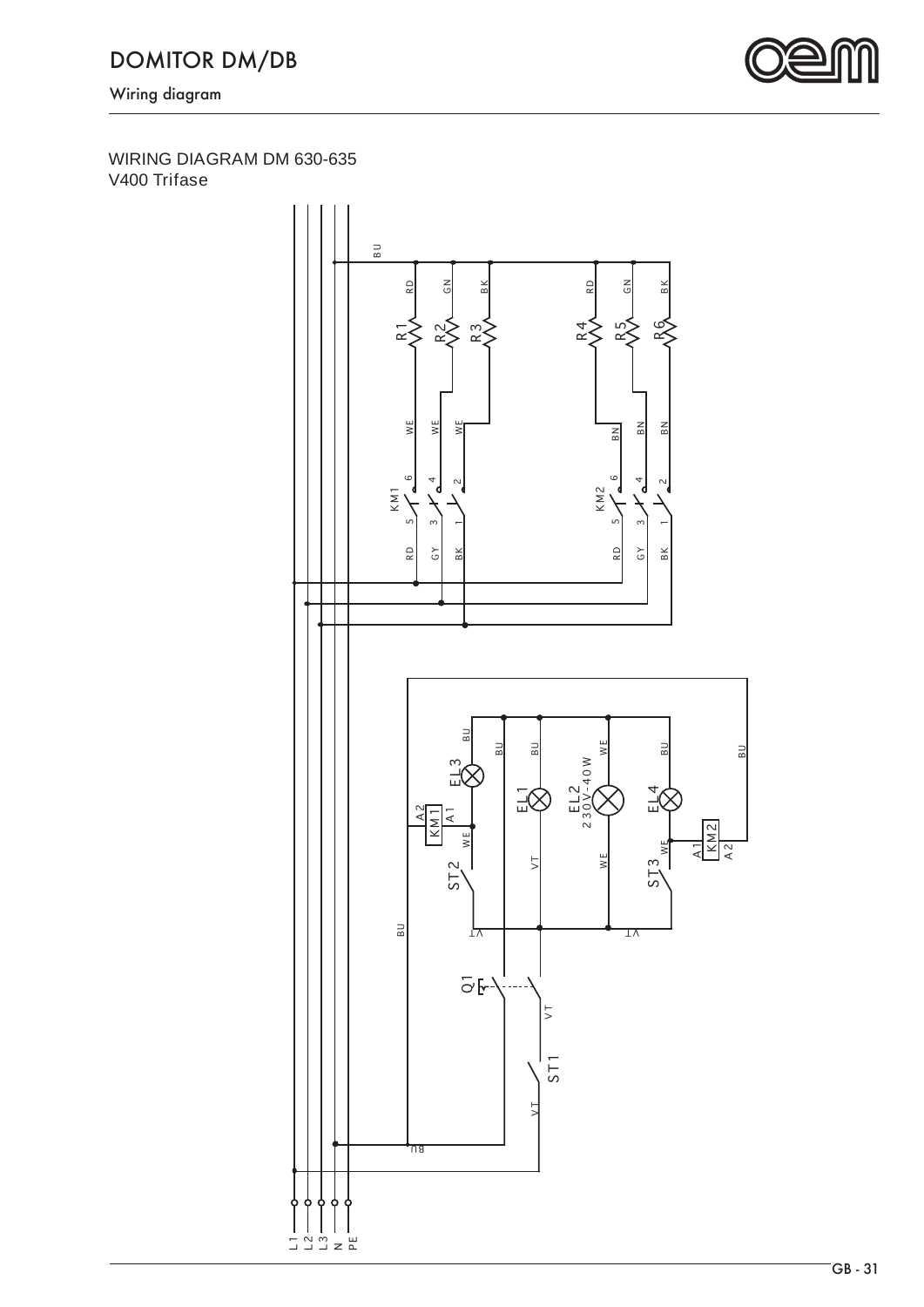WIRING DIAGRAM DM 630-635
V400 Trifase

BU

RD GN BK RD GN BK

R1 R2 R3 R4 R5 R6

WE WE WE BN BN BN

KM1 6 4 2 KM2 6 4 2

5 3 1 5 3 1

RD GY BK RD GY BK

BU BU BU WE BU BU

EL3 EL1 EL2 230V-40W EL4

A2 KM1 A1 A1 KM2 A2

WE VT WE WE

ST2 ST3

BU VT VT

Q1

VT

ST1

VT

BU

L1 L2 L3 N PE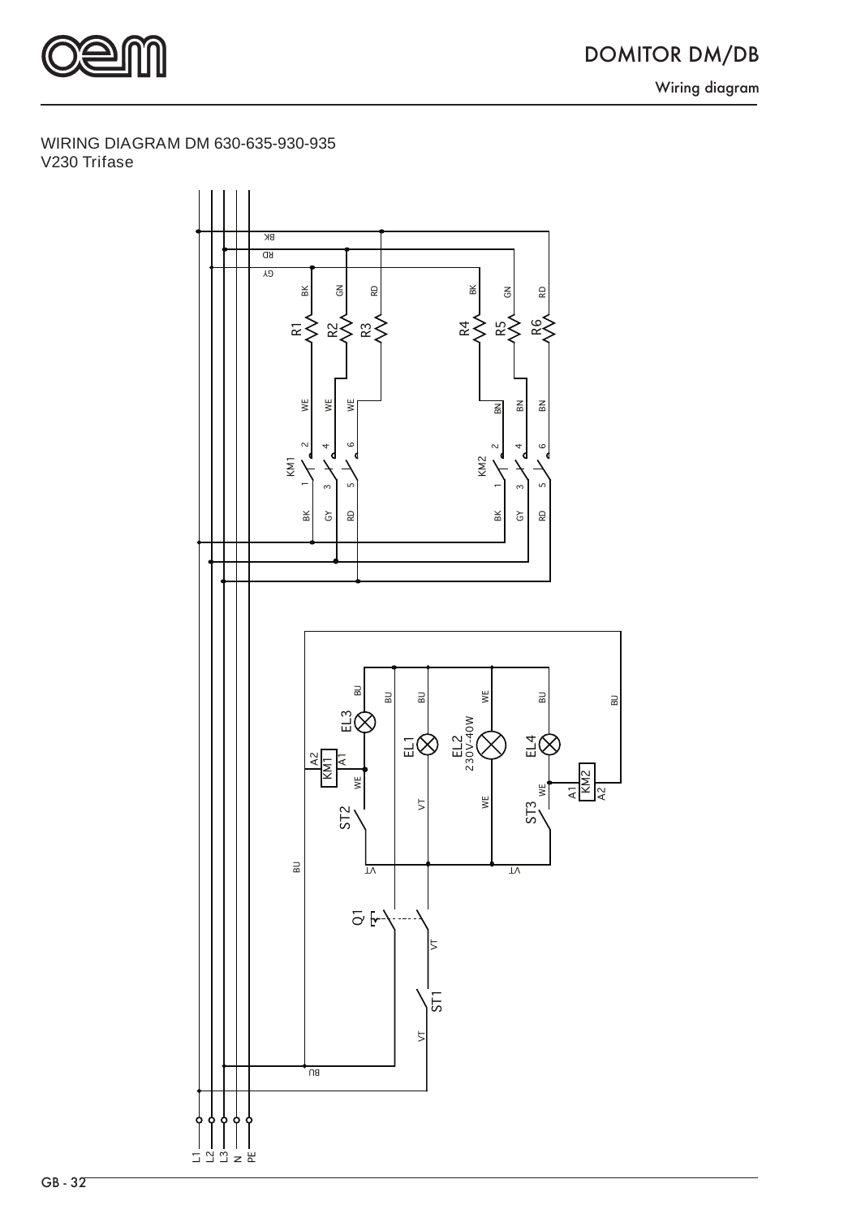WIRING DIAGRAM DM 630-635-930-935
V230 Trifase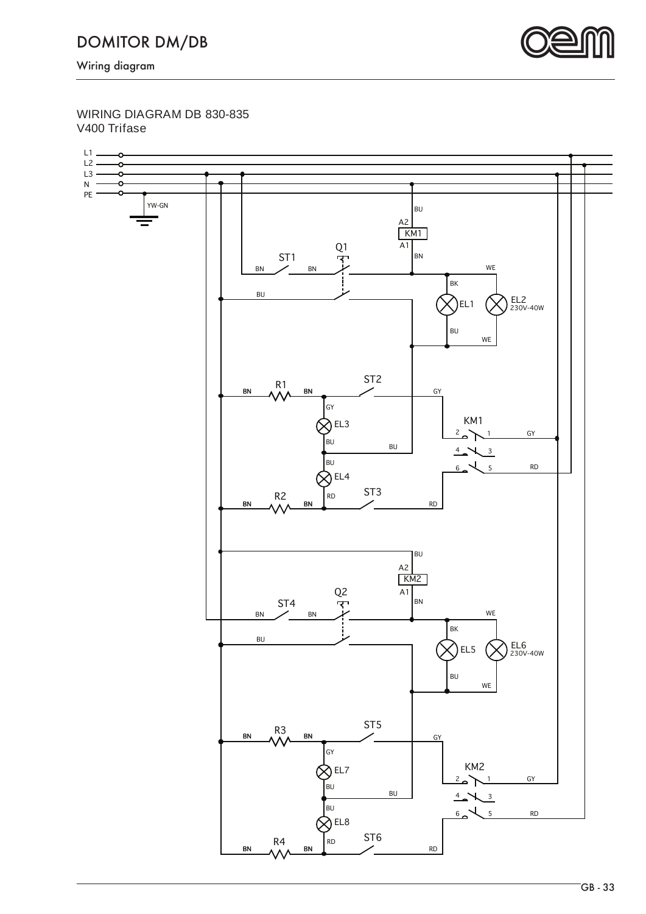# DOMITOR DM/DB

## Wiring diagram

WIRING DIAGRAM DB 830-835
V400 Trifase

L1
L2
L3
N
PE

YW-GN

BU
A2
KM1
A1
BN

Q1
ST1
BN BN

WE
BK
BU

EL1
EL2
230V-40W

BU
WE

R1
BN BN
ST2
GY
GY
EL3
BU BU

KM1
2 1 GY
4 3
6 5 RD

BU
EL4
RD
ST3
R2
BN BN
RD

BU
A2
KM2
A1
BN

Q2
ST4
BN BN

WE
BK
BU

EL5
EL6
230V-40W

BU
WE

R3
BN BN
ST5
GY
GY
EL7
BU BU

KM2
2 1 GY
4 3
6 5 RD

BU
EL8
RD
ST6
R4
BN BN
RD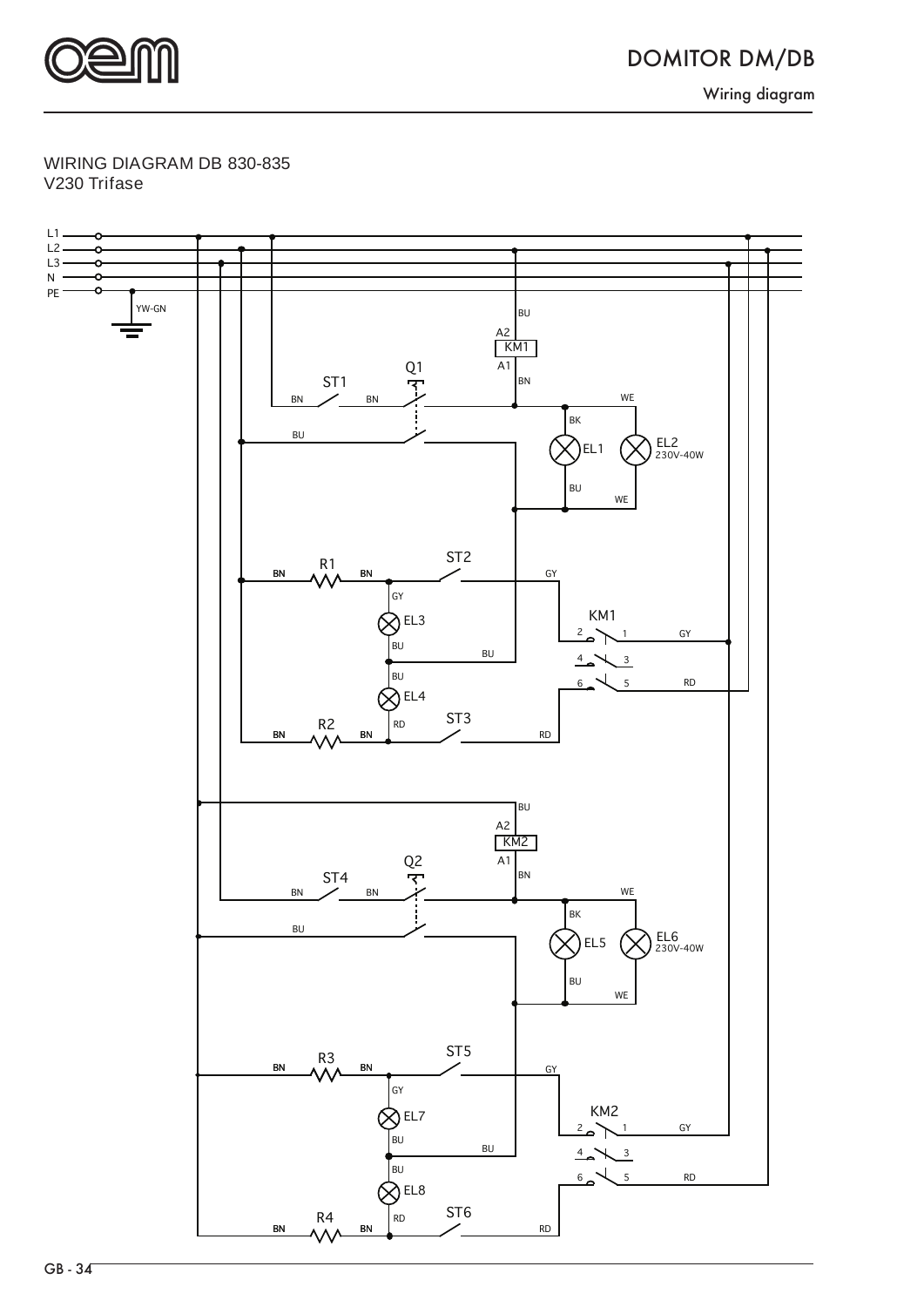WIRING DIAGRAM DB 830-835
V230 Trifase

L1
L2
L3
N
PE

YW-GN

BU
A2
KM1
A1
BN
Q1
ST1
BN BN
WE
BK
BU
EL1
EL2
230V-40W
BU
WE

ST2
R1
BN BN
GY
GY
EL3
KM1
2 1 GY
BU
BU
4 3
6 5 RD
BU
EL4
ST3
R2
BN BN RD
RD

BU
A2
KM2
A1
BN
Q2
ST4
BN BN
WE
BK
BU
EL5
EL6
230V-40W
BU
WE

ST5
R3
BN BN
GY
GY
EL7
KM2
2 1 GY
BU
BU
4 3
BU
6 5 RD
EL8
ST6
R4
BN BN RD
RD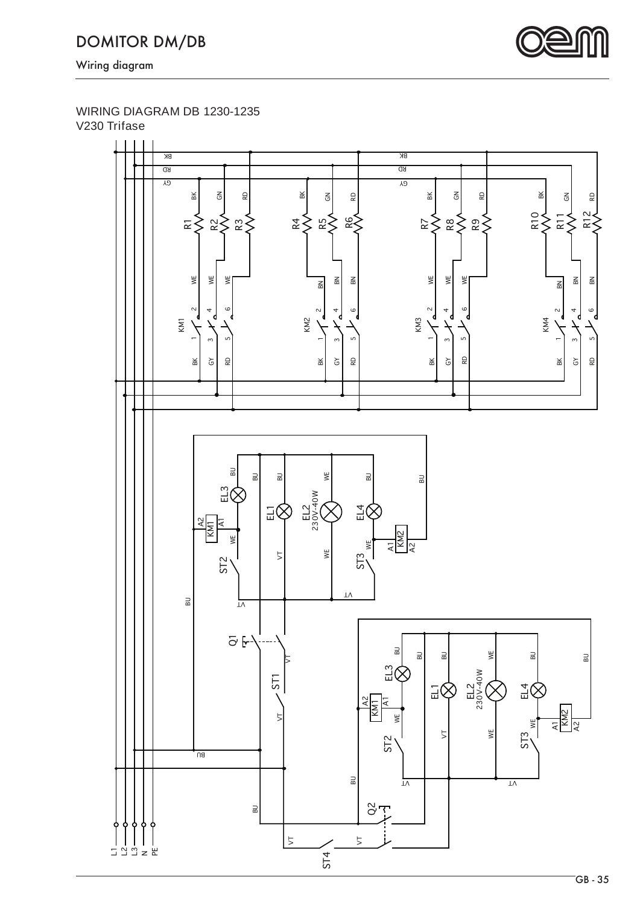## WIRING DIAGRAM DB 1230-1235
V230 Trifase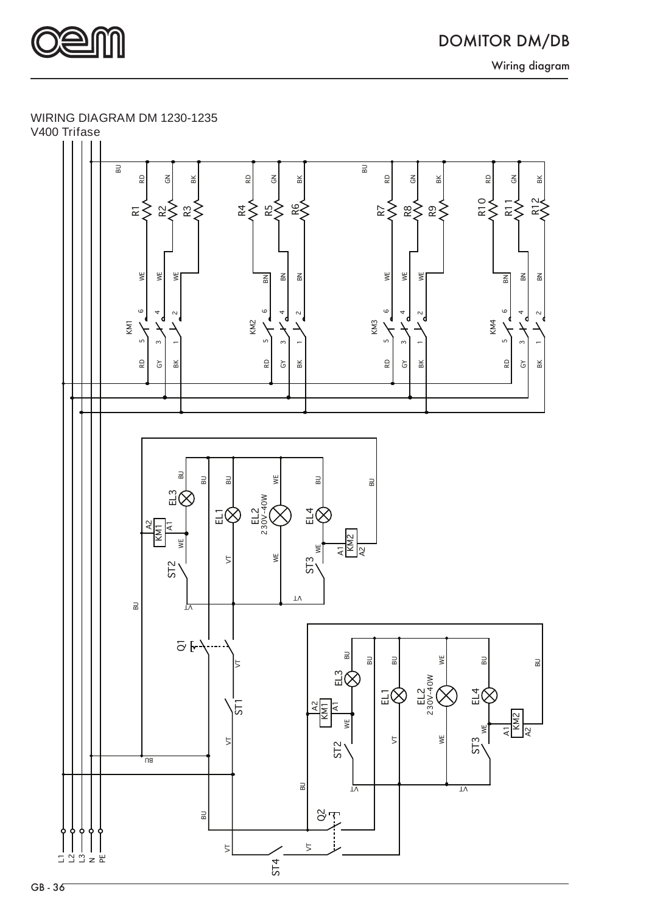# DOMITOR DM/DB

Wiring diagram

WIRING DIAGRAM DM 1230-1235
V400 Trifase

BU RD GN BK RD GN BK BU RD GN BK RD GN BK

R1 R2 R3 R4 R5 R6 R7 R8 R9 R10 R11 R12

WE WE WE BN BN BN WE WE WE BN BN BN

KM1 KM2 KM3 KM4

6 4 2 5 3 1

RD GY BK

EL3 EL1 EL2 230V-40W EL4

KM1 A1 A2 KM2 A1 A2

ST2 ST3 Q1 ST1 Q2 ST4

BU WE VT

L1 L2 L3 N PE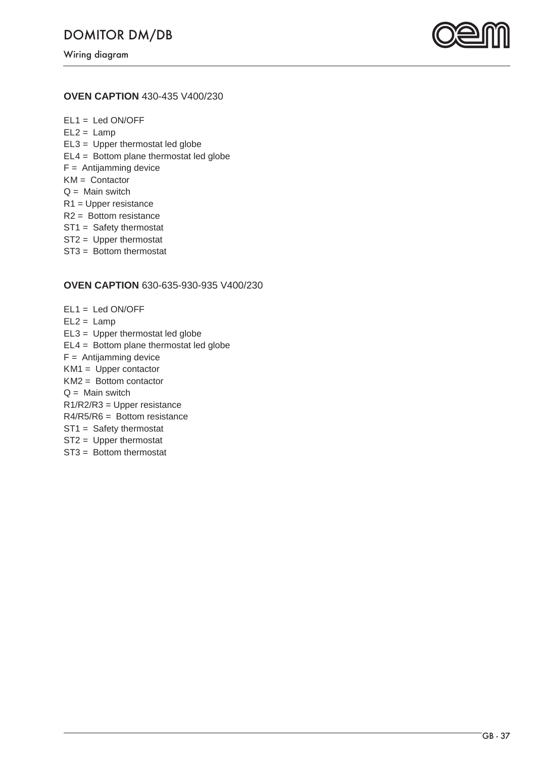**OVEN CAPTION** 430-435 V400/230

EL1 =  Led ON/OFF
EL2 =  Lamp
EL3 =  Upper thermostat led globe
EL4 =  Bottom plane thermostat led globe
F =  Antijamming device
KM =  Contactor
Q =  Main switch
R1 = Upper resistance
R2 =  Bottom resistance
ST1 =  Safety thermostat
ST2 =  Upper thermostat
ST3 =  Bottom thermostat

**OVEN CAPTION** 630-635-930-935 V400/230

EL1 =  Led ON/OFF
EL2 =  Lamp
EL3 =  Upper thermostat led globe
EL4 =  Bottom plane thermostat led globe
F =  Antijamming device
KM1 =  Upper contactor
KM2 =  Bottom contactor
Q =  Main switch
R1/R2/R3 = Upper resistance
R4/R5/R6 =  Bottom resistance
ST1 =  Safety thermostat
ST2 =  Upper thermostat
ST3 =  Bottom thermostat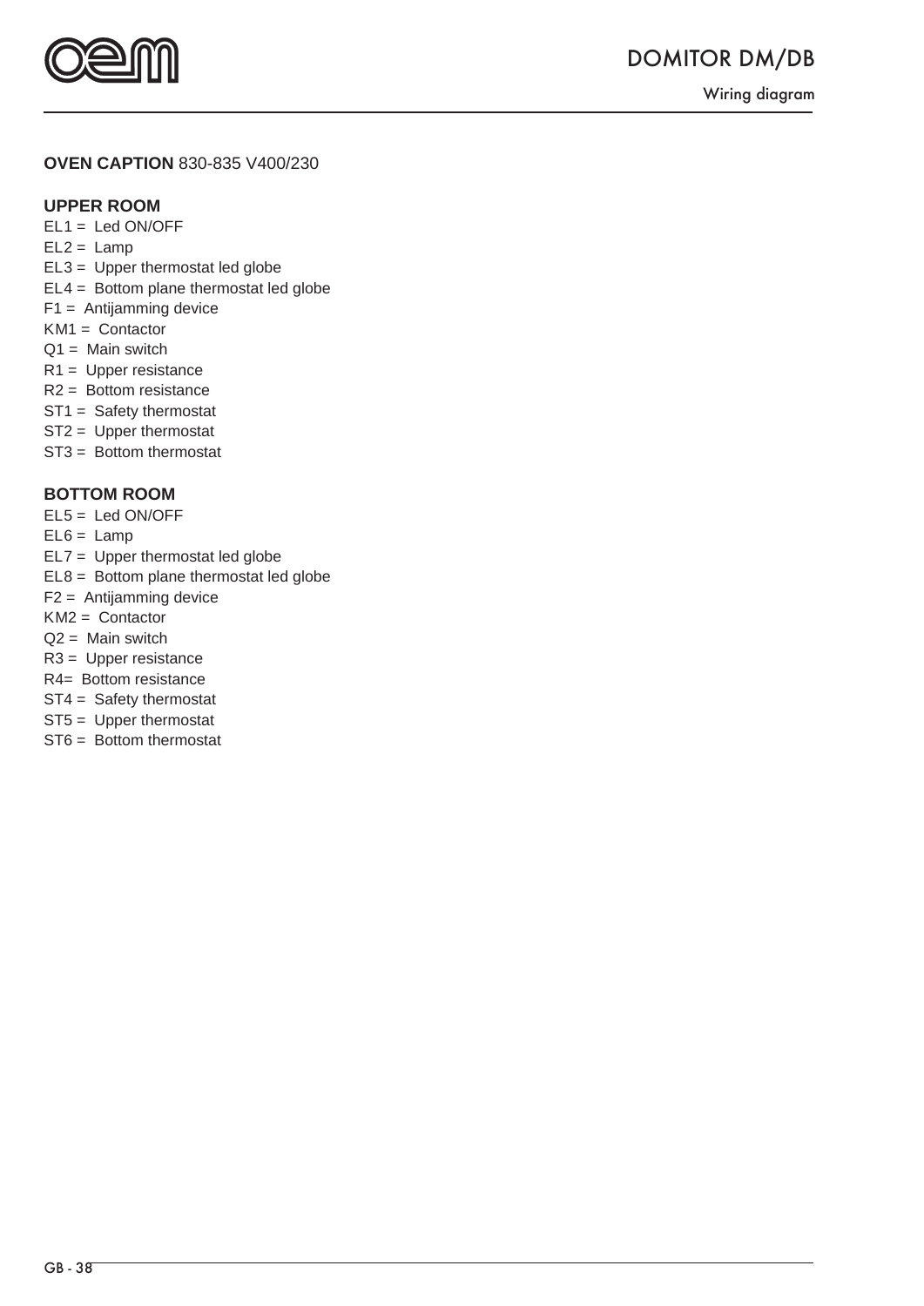**OVEN CAPTION** 830-835 V400/230

### UPPER ROOM

EL1 = Led ON/OFF
EL2 = Lamp
EL3 = Upper thermostat led globe
EL4 = Bottom plane thermostat led globe
F1 = Antijamming device
KM1 = Contactor
Q1 = Main switch
R1 = Upper resistance
R2 = Bottom resistance
ST1 = Safety thermostat
ST2 = Upper thermostat
ST3 = Bottom thermostat

### BOTTOM ROOM

EL5 = Led ON/OFF
EL6 = Lamp
EL7 = Upper thermostat led globe
EL8 = Bottom plane thermostat led globe
F2 = Antijamming device
KM2 = Contactor
Q2 = Main switch
R3 = Upper resistance
R4= Bottom resistance
ST4 = Safety thermostat
ST5 = Upper thermostat
ST6 = Bottom thermostat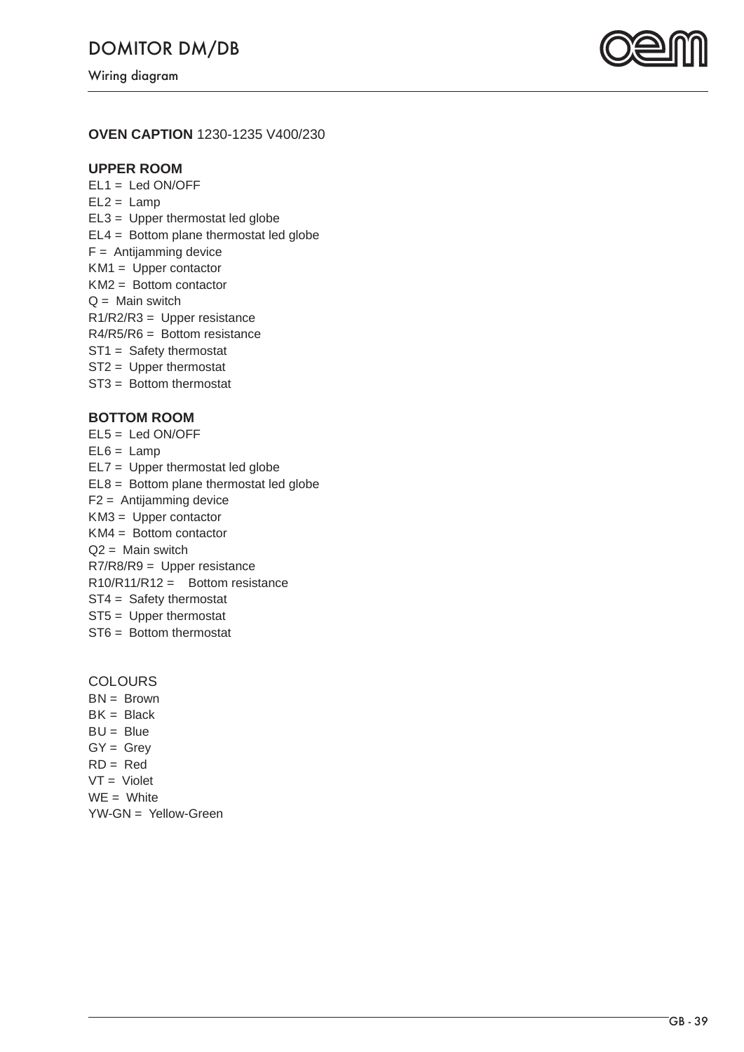**OVEN CAPTION** 1230-1235 V400/230

**UPPER ROOM**

EL1 = Led ON/OFF
EL2 = Lamp
EL3 = Upper thermostat led globe
EL4 = Bottom plane thermostat led globe
F = Antijamming device
KM1 = Upper contactor
KM2 = Bottom contactor
Q = Main switch
R1/R2/R3 = Upper resistance
R4/R5/R6 = Bottom resistance
ST1 = Safety thermostat
ST2 = Upper thermostat
ST3 = Bottom thermostat

**BOTTOM ROOM**

EL5 = Led ON/OFF
EL6 = Lamp
EL7 = Upper thermostat led globe
EL8 = Bottom plane thermostat led globe
F2 = Antijamming device
KM3 = Upper contactor
KM4 = Bottom contactor
Q2 = Main switch
R7/R8/R9 = Upper resistance
R10/R11/R12 = Bottom resistance
ST4 = Safety thermostat
ST5 = Upper thermostat
ST6 = Bottom thermostat

COLOURS

BN = Brown
BK = Black
BU = Blue
GY = Grey
RD = Red
VT = Violet
WE = White
YW-GN = Yellow-Green